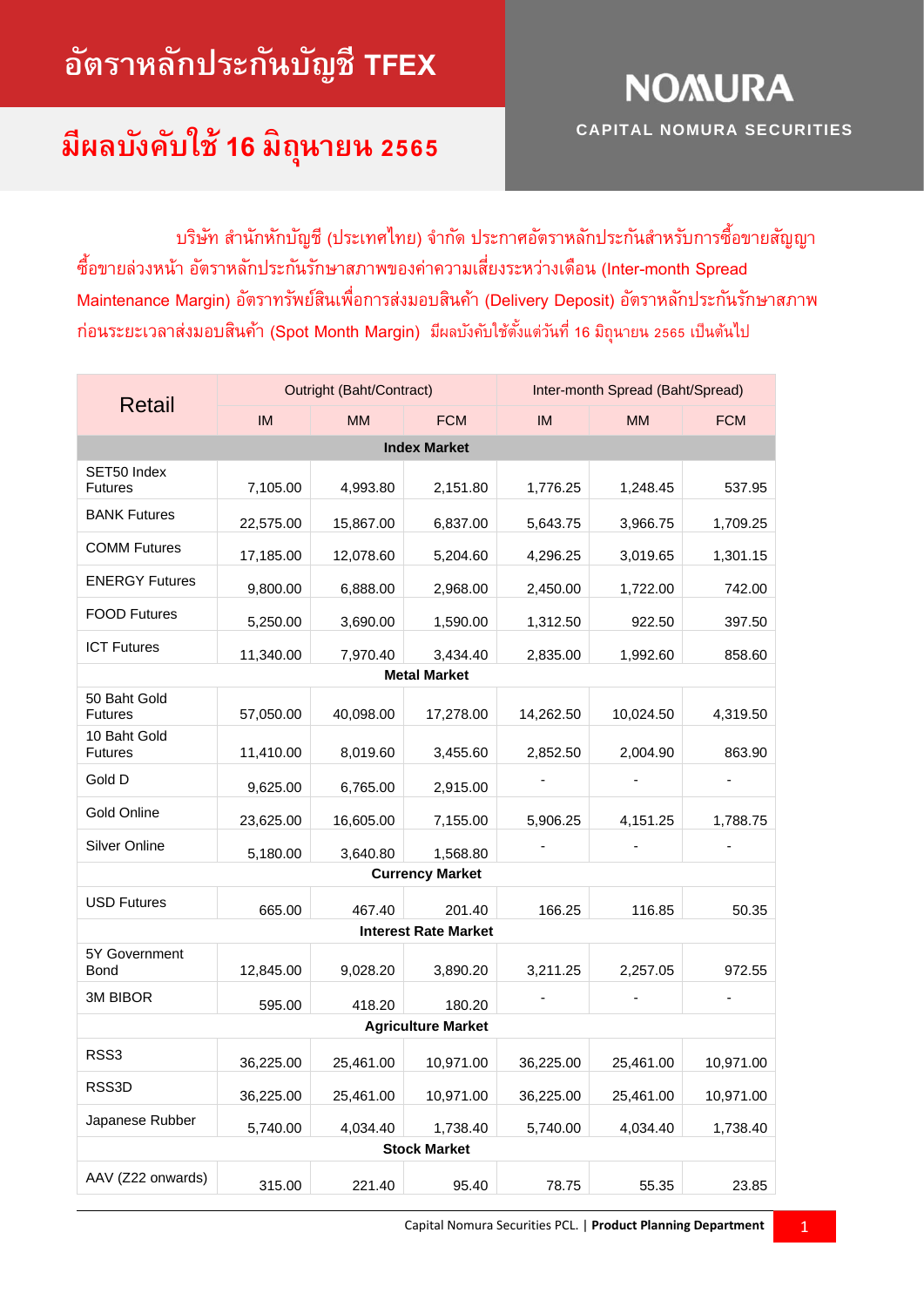# อัตราหลักประกันบัญชี TFEX

## มีผลบังคับใช้ 16 มิถุนายน 2565

NOMURA

CAPITAL NOMURA SECURITIES

บริษัท สำนักหักบัญชี (ประเทศไทย) จำกัด ประกาศอัตราหลักประกันสำหรับการซื้อขายสัญญาซื้อขายล่วงหน้า อัตราหลักประกันรักษาสภาพของค่าความเสี่ยงระหว่างเดือน (Inter-month Spread Maintenance Margin) อัตราทรัพย์สินเพื่อการส่งมอบสินค้า (Delivery Deposit) อัตราหลักประกันรักษาสภาพก่อนระยะเวลาส่งมอบสินค้า (Spot Month Margin) มีผลบังคับใช้ตั้งแต่วันที่ 16 มิถุนายน 2565 เป็นต้นไป

| Retail | Outright (Baht/Contract) | | | Inter-month Spread (Baht/Spread) | | |
|---|---|---|---|---|---|---|
| | IM | MM | FCM | IM | MM | FCM |
| **Index Market** | | | | | | |
| SET50 Index Futures | 7,105.00 | 4,993.80 | 2,151.80 | 1,776.25 | 1,248.45 | 537.95 |
| BANK Futures | 22,575.00 | 15,867.00 | 6,837.00 | 5,643.75 | 3,966.75 | 1,709.25 |
| COMM Futures | 17,185.00 | 12,078.60 | 5,204.60 | 4,296.25 | 3,019.65 | 1,301.15 |
| ENERGY Futures | 9,800.00 | 6,888.00 | 2,968.00 | 2,450.00 | 1,722.00 | 742.00 |
| FOOD Futures | 5,250.00 | 3,690.00 | 1,590.00 | 1,312.50 | 922.50 | 397.50 |
| ICT Futures | 11,340.00 | 7,970.40 | 3,434.40 | 2,835.00 | 1,992.60 | 858.60 |
| **Metal Market** | | | | | | |
| 50 Baht Gold Futures | 57,050.00 | 40,098.00 | 17,278.00 | 14,262.50 | 10,024.50 | 4,319.50 |
| 10 Baht Gold Futures | 11,410.00 | 8,019.60 | 3,455.60 | 2,852.50 | 2,004.90 | 863.90 |
| Gold D | 9,625.00 | 6,765.00 | 2,915.00 | - | - | - |
| Gold Online | 23,625.00 | 16,605.00 | 7,155.00 | 5,906.25 | 4,151.25 | 1,788.75 |
| Silver Online | 5,180.00 | 3,640.80 | 1,568.80 | - | - | - |
| **Currency Market** | | | | | | |
| USD Futures | 665.00 | 467.40 | 201.40 | 166.25 | 116.85 | 50.35 |
| **Interest Rate Market** | | | | | | |
| 5Y Government Bond | 12,845.00 | 9,028.20 | 3,890.20 | 3,211.25 | 2,257.05 | 972.55 |
| 3M BIBOR | 595.00 | 418.20 | 180.20 | - | - | - |
| **Agriculture Market** | | | | | | |
| RSS3 | 36,225.00 | 25,461.00 | 10,971.00 | 36,225.00 | 25,461.00 | 10,971.00 |
| RSS3D | 36,225.00 | 25,461.00 | 10,971.00 | 36,225.00 | 25,461.00 | 10,971.00 |
| Japanese Rubber | 5,740.00 | 4,034.40 | 1,738.40 | 5,740.00 | 4,034.40 | 1,738.40 |
| **Stock Market** | | | | | | |
| AAV (Z22 onwards) | 315.00 | 221.40 | 95.40 | 78.75 | 55.35 | 23.85 |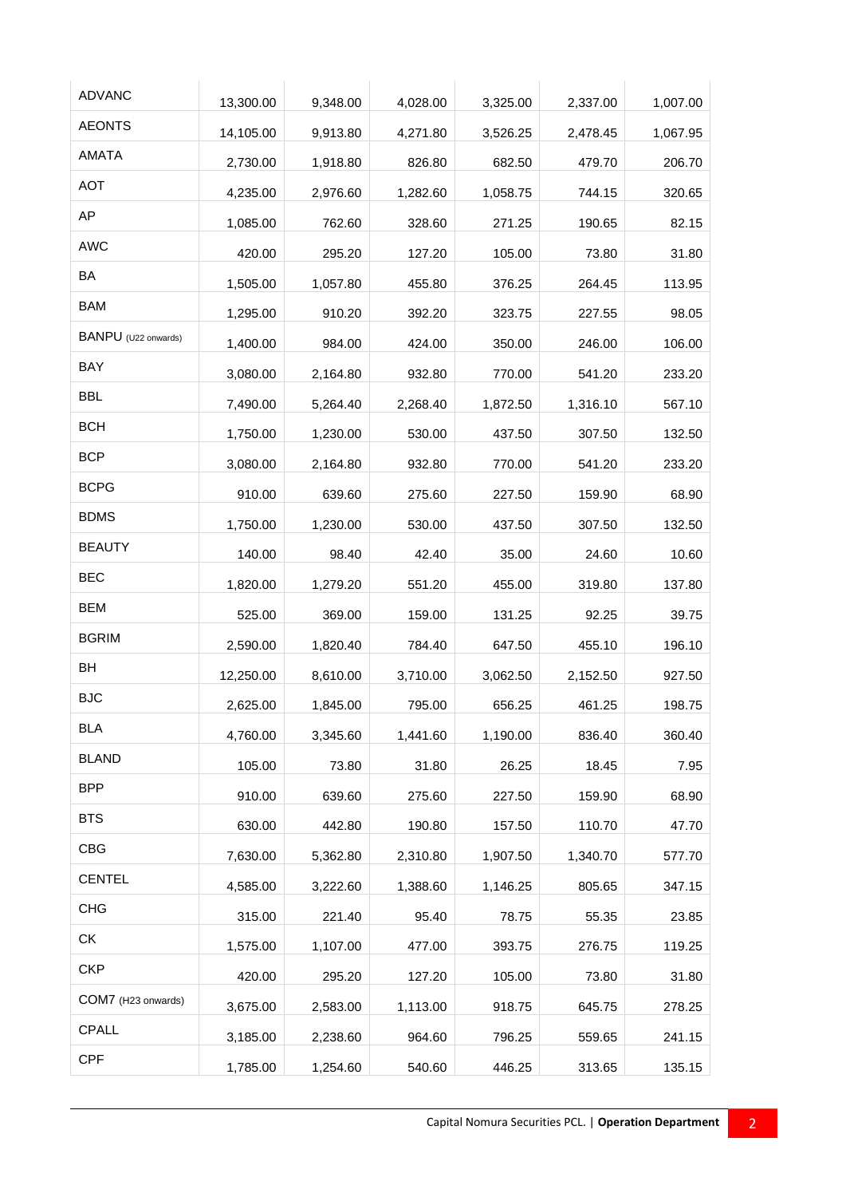| | | | | | | |
|---|---|---|---|---|---|---|
| ADVANC | 13,300.00 | 9,348.00 | 4,028.00 | 3,325.00 | 2,337.00 | 1,007.00 |
| AEONTS | 14,105.00 | 9,913.80 | 4,271.80 | 3,526.25 | 2,478.45 | 1,067.95 |
| AMATA | 2,730.00 | 1,918.80 | 826.80 | 682.50 | 479.70 | 206.70 |
| AOT | 4,235.00 | 2,976.60 | 1,282.60 | 1,058.75 | 744.15 | 320.65 |
| AP | 1,085.00 | 762.60 | 328.60 | 271.25 | 190.65 | 82.15 |
| AWC | 420.00 | 295.20 | 127.20 | 105.00 | 73.80 | 31.80 |
| BA | 1,505.00 | 1,057.80 | 455.80 | 376.25 | 264.45 | 113.95 |
| BAM | 1,295.00 | 910.20 | 392.20 | 323.75 | 227.55 | 98.05 |
| BANPU (U22 onwards) | 1,400.00 | 984.00 | 424.00 | 350.00 | 246.00 | 106.00 |
| BAY | 3,080.00 | 2,164.80 | 932.80 | 770.00 | 541.20 | 233.20 |
| BBL | 7,490.00 | 5,264.40 | 2,268.40 | 1,872.50 | 1,316.10 | 567.10 |
| BCH | 1,750.00 | 1,230.00 | 530.00 | 437.50 | 307.50 | 132.50 |
| BCP | 3,080.00 | 2,164.80 | 932.80 | 770.00 | 541.20 | 233.20 |
| BCPG | 910.00 | 639.60 | 275.60 | 227.50 | 159.90 | 68.90 |
| BDMS | 1,750.00 | 1,230.00 | 530.00 | 437.50 | 307.50 | 132.50 |
| BEAUTY | 140.00 | 98.40 | 42.40 | 35.00 | 24.60 | 10.60 |
| BEC | 1,820.00 | 1,279.20 | 551.20 | 455.00 | 319.80 | 137.80 |
| BEM | 525.00 | 369.00 | 159.00 | 131.25 | 92.25 | 39.75 |
| BGRIM | 2,590.00 | 1,820.40 | 784.40 | 647.50 | 455.10 | 196.10 |
| BH | 12,250.00 | 8,610.00 | 3,710.00 | 3,062.50 | 2,152.50 | 927.50 |
| BJC | 2,625.00 | 1,845.00 | 795.00 | 656.25 | 461.25 | 198.75 |
| BLA | 4,760.00 | 3,345.60 | 1,441.60 | 1,190.00 | 836.40 | 360.40 |
| BLAND | 105.00 | 73.80 | 31.80 | 26.25 | 18.45 | 7.95 |
| BPP | 910.00 | 639.60 | 275.60 | 227.50 | 159.90 | 68.90 |
| BTS | 630.00 | 442.80 | 190.80 | 157.50 | 110.70 | 47.70 |
| CBG | 7,630.00 | 5,362.80 | 2,310.80 | 1,907.50 | 1,340.70 | 577.70 |
| CENTEL | 4,585.00 | 3,222.60 | 1,388.60 | 1,146.25 | 805.65 | 347.15 |
| CHG | 315.00 | 221.40 | 95.40 | 78.75 | 55.35 | 23.85 |
| CK | 1,575.00 | 1,107.00 | 477.00 | 393.75 | 276.75 | 119.25 |
| CKP | 420.00 | 295.20 | 127.20 | 105.00 | 73.80 | 31.80 |
| COM7 (H23 onwards) | 3,675.00 | 2,583.00 | 1,113.00 | 918.75 | 645.75 | 278.25 |
| CPALL | 3,185.00 | 2,238.60 | 964.60 | 796.25 | 559.65 | 241.15 |
| CPF | 1,785.00 | 1,254.60 | 540.60 | 446.25 | 313.65 | 135.15 |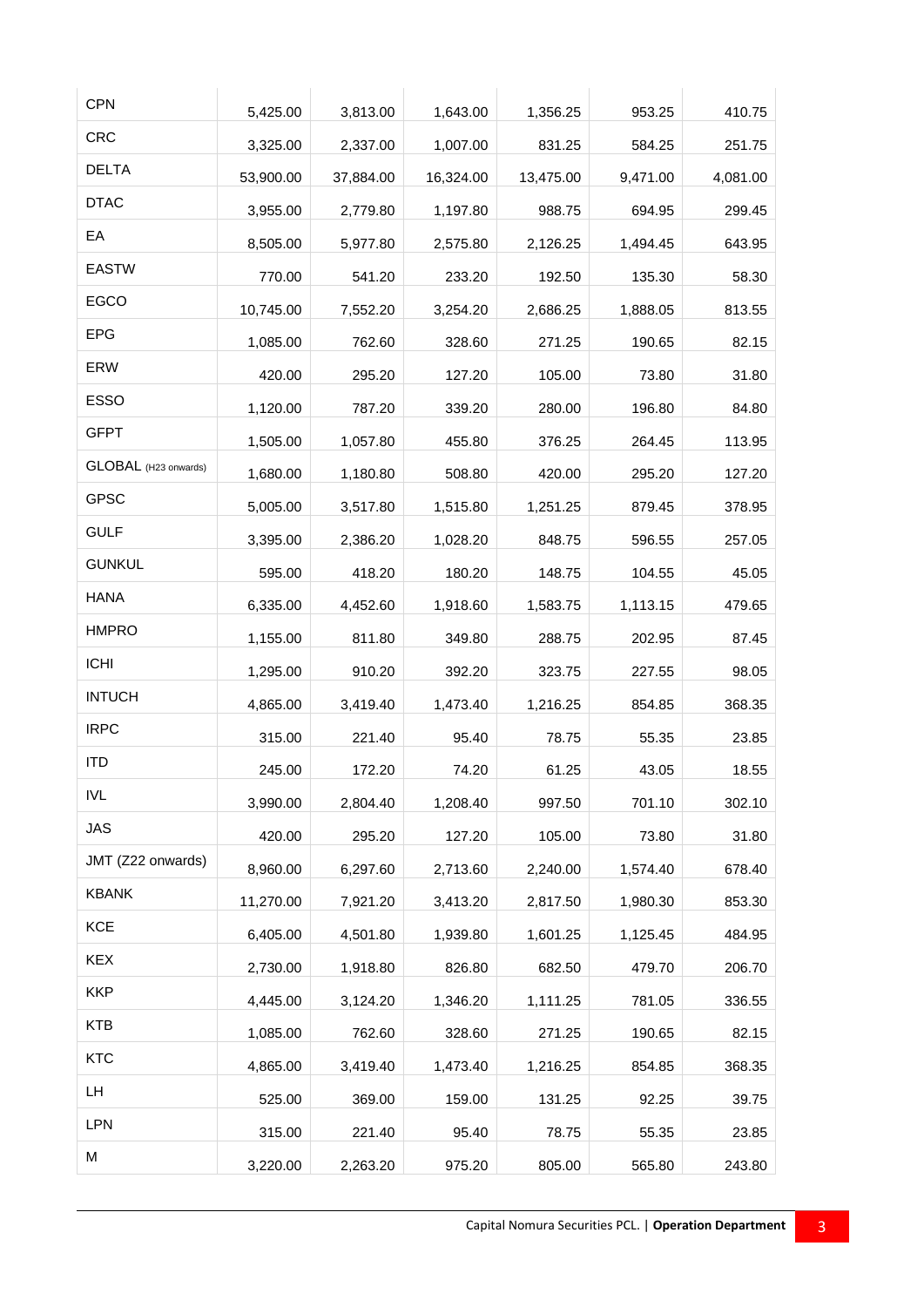| | | | | | | |
|---|---|---|---|---|---|---|
| CPN | 5,425.00 | 3,813.00 | 1,643.00 | 1,356.25 | 953.25 | 410.75 |
| CRC | 3,325.00 | 2,337.00 | 1,007.00 | 831.25 | 584.25 | 251.75 |
| DELTA | 53,900.00 | 37,884.00 | 16,324.00 | 13,475.00 | 9,471.00 | 4,081.00 |
| DTAC | 3,955.00 | 2,779.80 | 1,197.80 | 988.75 | 694.95 | 299.45 |
| EA | 8,505.00 | 5,977.80 | 2,575.80 | 2,126.25 | 1,494.45 | 643.95 |
| EASTW | 770.00 | 541.20 | 233.20 | 192.50 | 135.30 | 58.30 |
| EGCO | 10,745.00 | 7,552.20 | 3,254.20 | 2,686.25 | 1,888.05 | 813.55 |
| EPG | 1,085.00 | 762.60 | 328.60 | 271.25 | 190.65 | 82.15 |
| ERW | 420.00 | 295.20 | 127.20 | 105.00 | 73.80 | 31.80 |
| ESSO | 1,120.00 | 787.20 | 339.20 | 280.00 | 196.80 | 84.80 |
| GFPT | 1,505.00 | 1,057.80 | 455.80 | 376.25 | 264.45 | 113.95 |
| GLOBAL (H23 onwards) | 1,680.00 | 1,180.80 | 508.80 | 420.00 | 295.20 | 127.20 |
| GPSC | 5,005.00 | 3,517.80 | 1,515.80 | 1,251.25 | 879.45 | 378.95 |
| GULF | 3,395.00 | 2,386.20 | 1,028.20 | 848.75 | 596.55 | 257.05 |
| GUNKUL | 595.00 | 418.20 | 180.20 | 148.75 | 104.55 | 45.05 |
| HANA | 6,335.00 | 4,452.60 | 1,918.60 | 1,583.75 | 1,113.15 | 479.65 |
| HMPRO | 1,155.00 | 811.80 | 349.80 | 288.75 | 202.95 | 87.45 |
| ICHI | 1,295.00 | 910.20 | 392.20 | 323.75 | 227.55 | 98.05 |
| INTUCH | 4,865.00 | 3,419.40 | 1,473.40 | 1,216.25 | 854.85 | 368.35 |
| IRPC | 315.00 | 221.40 | 95.40 | 78.75 | 55.35 | 23.85 |
| ITD | 245.00 | 172.20 | 74.20 | 61.25 | 43.05 | 18.55 |
| IVL | 3,990.00 | 2,804.40 | 1,208.40 | 997.50 | 701.10 | 302.10 |
| JAS | 420.00 | 295.20 | 127.20 | 105.00 | 73.80 | 31.80 |
| JMT (Z22 onwards) | 8,960.00 | 6,297.60 | 2,713.60 | 2,240.00 | 1,574.40 | 678.40 |
| KBANK | 11,270.00 | 7,921.20 | 3,413.20 | 2,817.50 | 1,980.30 | 853.30 |
| KCE | 6,405.00 | 4,501.80 | 1,939.80 | 1,601.25 | 1,125.45 | 484.95 |
| KEX | 2,730.00 | 1,918.80 | 826.80 | 682.50 | 479.70 | 206.70 |
| KKP | 4,445.00 | 3,124.20 | 1,346.20 | 1,111.25 | 781.05 | 336.55 |
| KTB | 1,085.00 | 762.60 | 328.60 | 271.25 | 190.65 | 82.15 |
| KTC | 4,865.00 | 3,419.40 | 1,473.40 | 1,216.25 | 854.85 | 368.35 |
| LH | 525.00 | 369.00 | 159.00 | 131.25 | 92.25 | 39.75 |
| LPN | 315.00 | 221.40 | 95.40 | 78.75 | 55.35 | 23.85 |
| M | 3,220.00 | 2,263.20 | 975.20 | 805.00 | 565.80 | 243.80 |

Capital Nomura Securities PCL. | **Operation Department**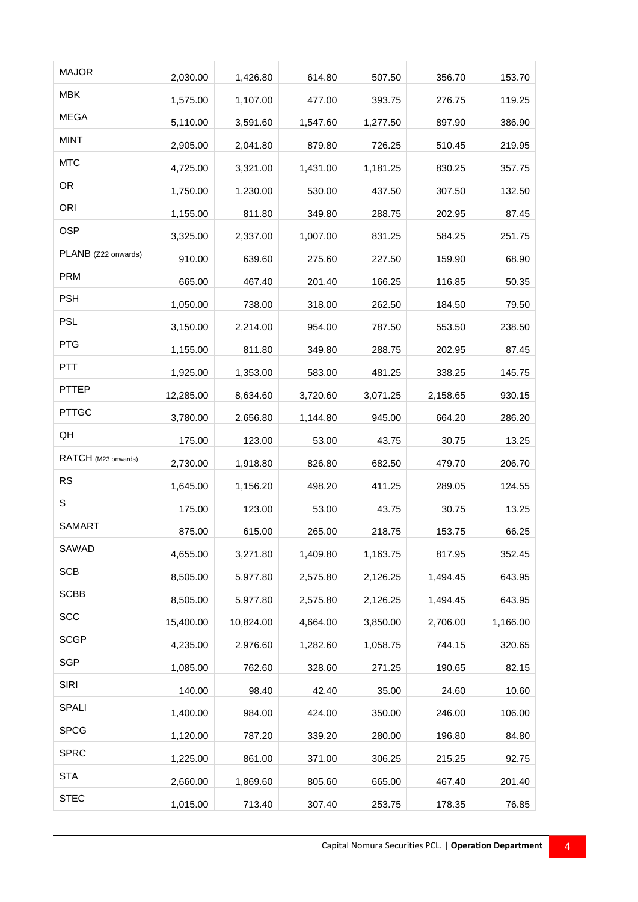| | | | | | | |
|---|---|---|---|---|---|---|
| MAJOR | 2,030.00 | 1,426.80 | 614.80 | 507.50 | 356.70 | 153.70 |
| MBK | 1,575.00 | 1,107.00 | 477.00 | 393.75 | 276.75 | 119.25 |
| MEGA | 5,110.00 | 3,591.60 | 1,547.60 | 1,277.50 | 897.90 | 386.90 |
| MINT | 2,905.00 | 2,041.80 | 879.80 | 726.25 | 510.45 | 219.95 |
| MTC | 4,725.00 | 3,321.00 | 1,431.00 | 1,181.25 | 830.25 | 357.75 |
| OR | 1,750.00 | 1,230.00 | 530.00 | 437.50 | 307.50 | 132.50 |
| ORI | 1,155.00 | 811.80 | 349.80 | 288.75 | 202.95 | 87.45 |
| OSP | 3,325.00 | 2,337.00 | 1,007.00 | 831.25 | 584.25 | 251.75 |
| PLANB (Z22 onwards) | 910.00 | 639.60 | 275.60 | 227.50 | 159.90 | 68.90 |
| PRM | 665.00 | 467.40 | 201.40 | 166.25 | 116.85 | 50.35 |
| PSH | 1,050.00 | 738.00 | 318.00 | 262.50 | 184.50 | 79.50 |
| PSL | 3,150.00 | 2,214.00 | 954.00 | 787.50 | 553.50 | 238.50 |
| PTG | 1,155.00 | 811.80 | 349.80 | 288.75 | 202.95 | 87.45 |
| PTT | 1,925.00 | 1,353.00 | 583.00 | 481.25 | 338.25 | 145.75 |
| PTTEP | 12,285.00 | 8,634.60 | 3,720.60 | 3,071.25 | 2,158.65 | 930.15 |
| PTTGC | 3,780.00 | 2,656.80 | 1,144.80 | 945.00 | 664.20 | 286.20 |
| QH | 175.00 | 123.00 | 53.00 | 43.75 | 30.75 | 13.25 |
| RATCH (M23 onwards) | 2,730.00 | 1,918.80 | 826.80 | 682.50 | 479.70 | 206.70 |
| RS | 1,645.00 | 1,156.20 | 498.20 | 411.25 | 289.05 | 124.55 |
| S | 175.00 | 123.00 | 53.00 | 43.75 | 30.75 | 13.25 |
| SAMART | 875.00 | 615.00 | 265.00 | 218.75 | 153.75 | 66.25 |
| SAWAD | 4,655.00 | 3,271.80 | 1,409.80 | 1,163.75 | 817.95 | 352.45 |
| SCB | 8,505.00 | 5,977.80 | 2,575.80 | 2,126.25 | 1,494.45 | 643.95 |
| SCBB | 8,505.00 | 5,977.80 | 2,575.80 | 2,126.25 | 1,494.45 | 643.95 |
| SCC | 15,400.00 | 10,824.00 | 4,664.00 | 3,850.00 | 2,706.00 | 1,166.00 |
| SCGP | 4,235.00 | 2,976.60 | 1,282.60 | 1,058.75 | 744.15 | 320.65 |
| SGP | 1,085.00 | 762.60 | 328.60 | 271.25 | 190.65 | 82.15 |
| SIRI | 140.00 | 98.40 | 42.40 | 35.00 | 24.60 | 10.60 |
| SPALI | 1,400.00 | 984.00 | 424.00 | 350.00 | 246.00 | 106.00 |
| SPCG | 1,120.00 | 787.20 | 339.20 | 280.00 | 196.80 | 84.80 |
| SPRC | 1,225.00 | 861.00 | 371.00 | 306.25 | 215.25 | 92.75 |
| STA | 2,660.00 | 1,869.60 | 805.60 | 665.00 | 467.40 | 201.40 |
| STEC | 1,015.00 | 713.40 | 307.40 | 253.75 | 178.35 | 76.85 |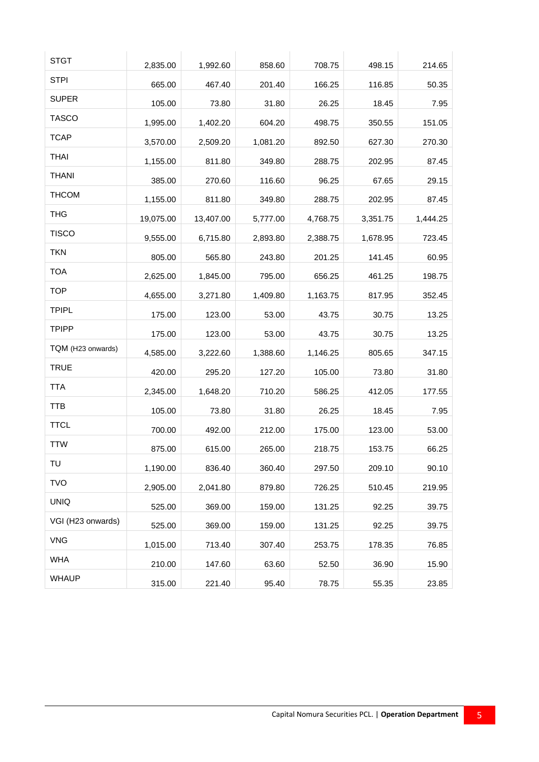| | | | | | | |
|---|---|---|---|---|---|---|
| STGT | 2,835.00 | 1,992.60 | 858.60 | 708.75 | 498.15 | 214.65 |
| STPI | 665.00 | 467.40 | 201.40 | 166.25 | 116.85 | 50.35 |
| SUPER | 105.00 | 73.80 | 31.80 | 26.25 | 18.45 | 7.95 |
| TASCO | 1,995.00 | 1,402.20 | 604.20 | 498.75 | 350.55 | 151.05 |
| TCAP | 3,570.00 | 2,509.20 | 1,081.20 | 892.50 | 627.30 | 270.30 |
| THAI | 1,155.00 | 811.80 | 349.80 | 288.75 | 202.95 | 87.45 |
| THANI | 385.00 | 270.60 | 116.60 | 96.25 | 67.65 | 29.15 |
| THCOM | 1,155.00 | 811.80 | 349.80 | 288.75 | 202.95 | 87.45 |
| THG | 19,075.00 | 13,407.00 | 5,777.00 | 4,768.75 | 3,351.75 | 1,444.25 |
| TISCO | 9,555.00 | 6,715.80 | 2,893.80 | 2,388.75 | 1,678.95 | 723.45 |
| TKN | 805.00 | 565.80 | 243.80 | 201.25 | 141.45 | 60.95 |
| TOA | 2,625.00 | 1,845.00 | 795.00 | 656.25 | 461.25 | 198.75 |
| TOP | 4,655.00 | 3,271.80 | 1,409.80 | 1,163.75 | 817.95 | 352.45 |
| TPIPL | 175.00 | 123.00 | 53.00 | 43.75 | 30.75 | 13.25 |
| TPIPP | 175.00 | 123.00 | 53.00 | 43.75 | 30.75 | 13.25 |
| TQM (H23 onwards) | 4,585.00 | 3,222.60 | 1,388.60 | 1,146.25 | 805.65 | 347.15 |
| TRUE | 420.00 | 295.20 | 127.20 | 105.00 | 73.80 | 31.80 |
| TTA | 2,345.00 | 1,648.20 | 710.20 | 586.25 | 412.05 | 177.55 |
| TTB | 105.00 | 73.80 | 31.80 | 26.25 | 18.45 | 7.95 |
| TTCL | 700.00 | 492.00 | 212.00 | 175.00 | 123.00 | 53.00 |
| TTW | 875.00 | 615.00 | 265.00 | 218.75 | 153.75 | 66.25 |
| TU | 1,190.00 | 836.40 | 360.40 | 297.50 | 209.10 | 90.10 |
| TVO | 2,905.00 | 2,041.80 | 879.80 | 726.25 | 510.45 | 219.95 |
| UNIQ | 525.00 | 369.00 | 159.00 | 131.25 | 92.25 | 39.75 |
| VGI (H23 onwards) | 525.00 | 369.00 | 159.00 | 131.25 | 92.25 | 39.75 |
| VNG | 1,015.00 | 713.40 | 307.40 | 253.75 | 178.35 | 76.85 |
| WHA | 210.00 | 147.60 | 63.60 | 52.50 | 36.90 | 15.90 |
| WHAUP | 315.00 | 221.40 | 95.40 | 78.75 | 55.35 | 23.85 |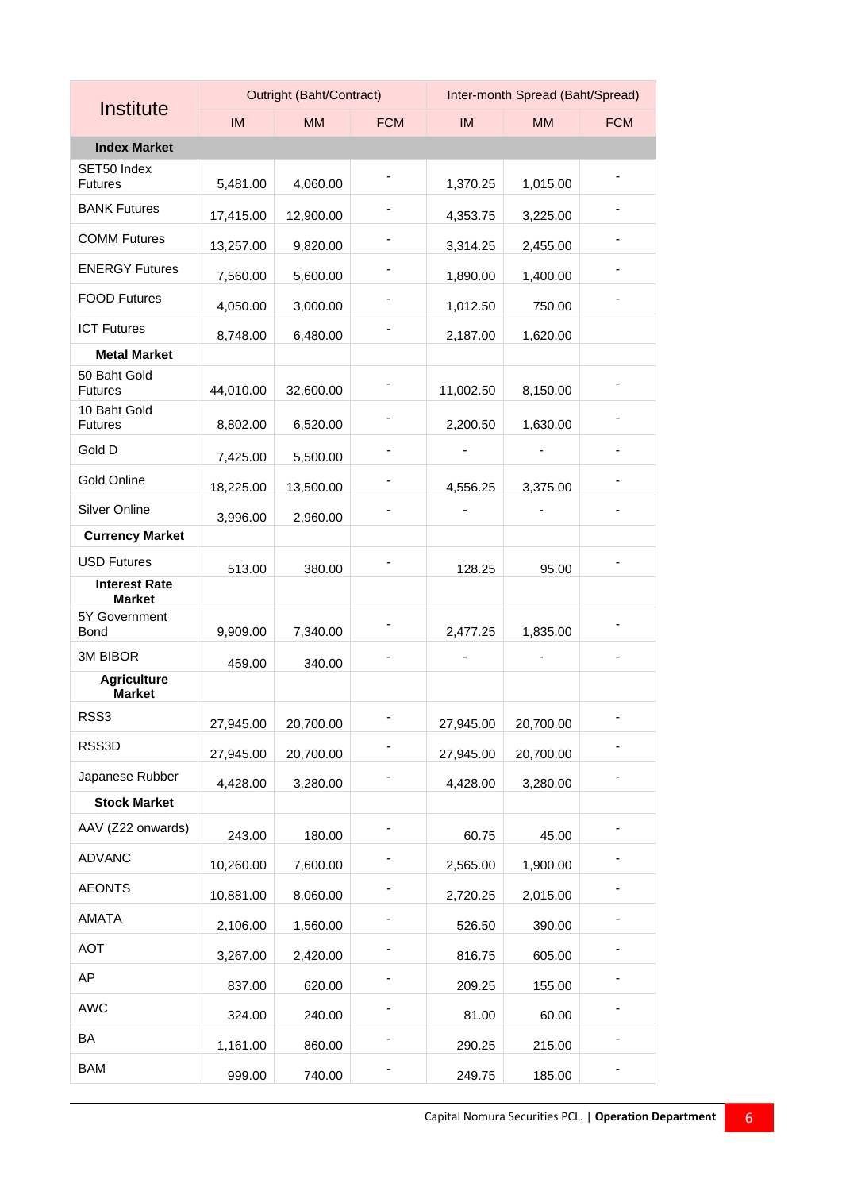| Institute | Outright (Baht/Contract) | | | Inter-month Spread (Baht/Spread) | | |
|---|---|---|---|---|---|---|
| | IM | MM | FCM | IM | MM | FCM |
| **Index Market** | | | | | | |
| SET50 Index Futures | 5,481.00 | 4,060.00 | - | 1,370.25 | 1,015.00 | - |
| BANK Futures | 17,415.00 | 12,900.00 | - | 4,353.75 | 3,225.00 | - |
| COMM Futures | 13,257.00 | 9,820.00 | - | 3,314.25 | 2,455.00 | - |
| ENERGY Futures | 7,560.00 | 5,600.00 | - | 1,890.00 | 1,400.00 | - |
| FOOD Futures | 4,050.00 | 3,000.00 | - | 1,012.50 | 750.00 | - |
| ICT Futures | 8,748.00 | 6,480.00 | - | 2,187.00 | 1,620.00 | |
| **Metal Market** | | | | | | |
| 50 Baht Gold Futures | 44,010.00 | 32,600.00 | - | 11,002.50 | 8,150.00 | - |
| 10 Baht Gold Futures | 8,802.00 | 6,520.00 | - | 2,200.50 | 1,630.00 | - |
| Gold D | 7,425.00 | 5,500.00 | - | - | - | - |
| Gold Online | 18,225.00 | 13,500.00 | - | 4,556.25 | 3,375.00 | - |
| Silver Online | 3,996.00 | 2,960.00 | - | - | - | - |
| **Currency Market** | | | | | | |
| USD Futures | 513.00 | 380.00 | - | 128.25 | 95.00 | - |
| **Interest Rate Market** | | | | | | |
| 5Y Government Bond | 9,909.00 | 7,340.00 | - | 2,477.25 | 1,835.00 | - |
| 3M BIBOR | 459.00 | 340.00 | - | - | - | - |
| **Agriculture Market** | | | | | | |
| RSS3 | 27,945.00 | 20,700.00 | - | 27,945.00 | 20,700.00 | - |
| RSS3D | 27,945.00 | 20,700.00 | - | 27,945.00 | 20,700.00 | - |
| Japanese Rubber | 4,428.00 | 3,280.00 | - | 4,428.00 | 3,280.00 | - |
| **Stock Market** | | | | | | |
| AAV (Z22 onwards) | 243.00 | 180.00 | - | 60.75 | 45.00 | - |
| ADVANC | 10,260.00 | 7,600.00 | - | 2,565.00 | 1,900.00 | - |
| AEONTS | 10,881.00 | 8,060.00 | - | 2,720.25 | 2,015.00 | - |
| AMATA | 2,106.00 | 1,560.00 | - | 526.50 | 390.00 | - |
| AOT | 3,267.00 | 2,420.00 | - | 816.75 | 605.00 | - |
| AP | 837.00 | 620.00 | - | 209.25 | 155.00 | - |
| AWC | 324.00 | 240.00 | - | 81.00 | 60.00 | - |
| BA | 1,161.00 | 860.00 | - | 290.25 | 215.00 | - |
| BAM | 999.00 | 740.00 | - | 249.75 | 185.00 | - |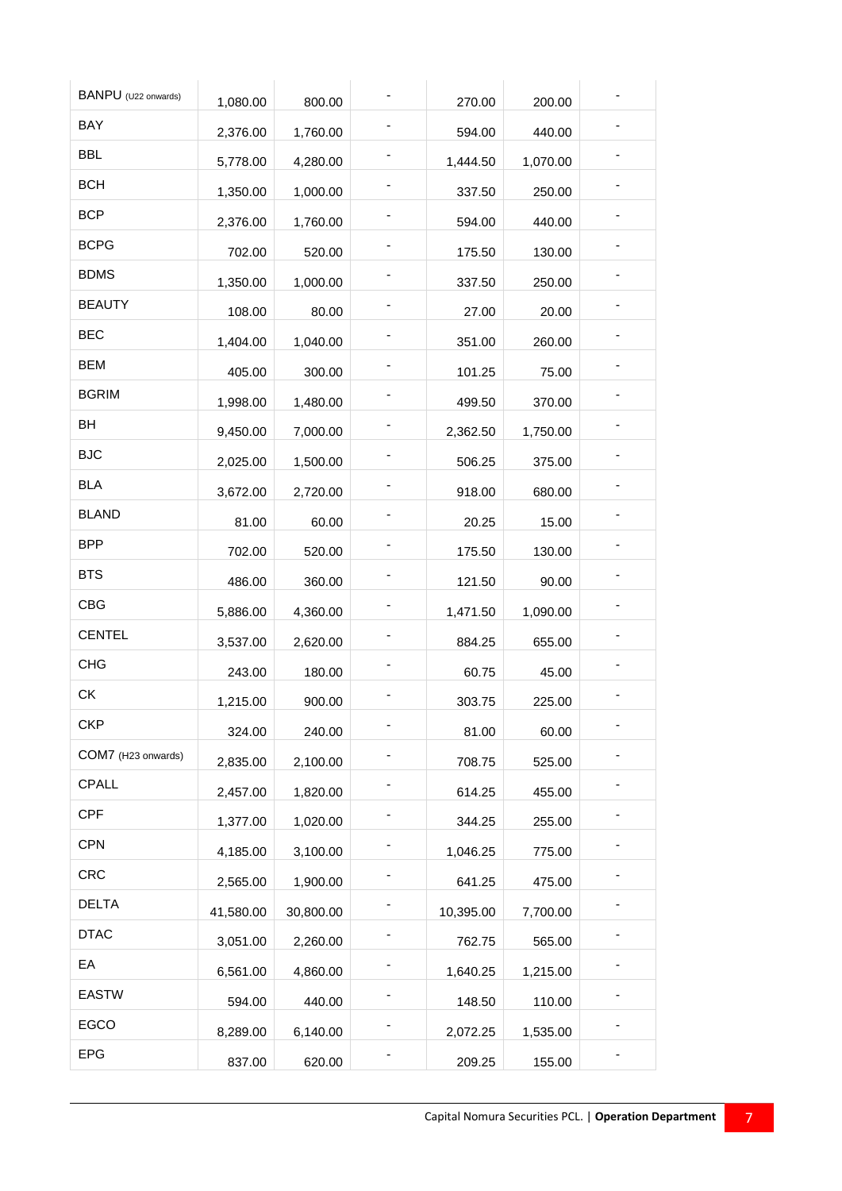| | | | | | | |
|---|---|---|---|---|---|---|
| BANPU (U22 onwards) | 1,080.00 | 800.00 | - | 270.00 | 200.00 | - |
| BAY | 2,376.00 | 1,760.00 | - | 594.00 | 440.00 | - |
| BBL | 5,778.00 | 4,280.00 | - | 1,444.50 | 1,070.00 | - |
| BCH | 1,350.00 | 1,000.00 | - | 337.50 | 250.00 | - |
| BCP | 2,376.00 | 1,760.00 | - | 594.00 | 440.00 | - |
| BCPG | 702.00 | 520.00 | - | 175.50 | 130.00 | - |
| BDMS | 1,350.00 | 1,000.00 | - | 337.50 | 250.00 | - |
| BEAUTY | 108.00 | 80.00 | - | 27.00 | 20.00 | - |
| BEC | 1,404.00 | 1,040.00 | - | 351.00 | 260.00 | - |
| BEM | 405.00 | 300.00 | - | 101.25 | 75.00 | - |
| BGRIM | 1,998.00 | 1,480.00 | - | 499.50 | 370.00 | - |
| BH | 9,450.00 | 7,000.00 | - | 2,362.50 | 1,750.00 | - |
| BJC | 2,025.00 | 1,500.00 | - | 506.25 | 375.00 | - |
| BLA | 3,672.00 | 2,720.00 | - | 918.00 | 680.00 | - |
| BLAND | 81.00 | 60.00 | - | 20.25 | 15.00 | - |
| BPP | 702.00 | 520.00 | - | 175.50 | 130.00 | - |
| BTS | 486.00 | 360.00 | - | 121.50 | 90.00 | - |
| CBG | 5,886.00 | 4,360.00 | - | 1,471.50 | 1,090.00 | - |
| CENTEL | 3,537.00 | 2,620.00 | - | 884.25 | 655.00 | - |
| CHG | 243.00 | 180.00 | - | 60.75 | 45.00 | - |
| CK | 1,215.00 | 900.00 | - | 303.75 | 225.00 | - |
| CKP | 324.00 | 240.00 | - | 81.00 | 60.00 | - |
| COM7 (H23 onwards) | 2,835.00 | 2,100.00 | - | 708.75 | 525.00 | - |
| CPALL | 2,457.00 | 1,820.00 | - | 614.25 | 455.00 | - |
| CPF | 1,377.00 | 1,020.00 | - | 344.25 | 255.00 | - |
| CPN | 4,185.00 | 3,100.00 | - | 1,046.25 | 775.00 | - |
| CRC | 2,565.00 | 1,900.00 | - | 641.25 | 475.00 | - |
| DELTA | 41,580.00 | 30,800.00 | - | 10,395.00 | 7,700.00 | - |
| DTAC | 3,051.00 | 2,260.00 | - | 762.75 | 565.00 | - |
| EA | 6,561.00 | 4,860.00 | - | 1,640.25 | 1,215.00 | - |
| EASTW | 594.00 | 440.00 | - | 148.50 | 110.00 | - |
| EGCO | 8,289.00 | 6,140.00 | - | 2,072.25 | 1,535.00 | - |
| EPG | 837.00 | 620.00 | - | 209.25 | 155.00 | - |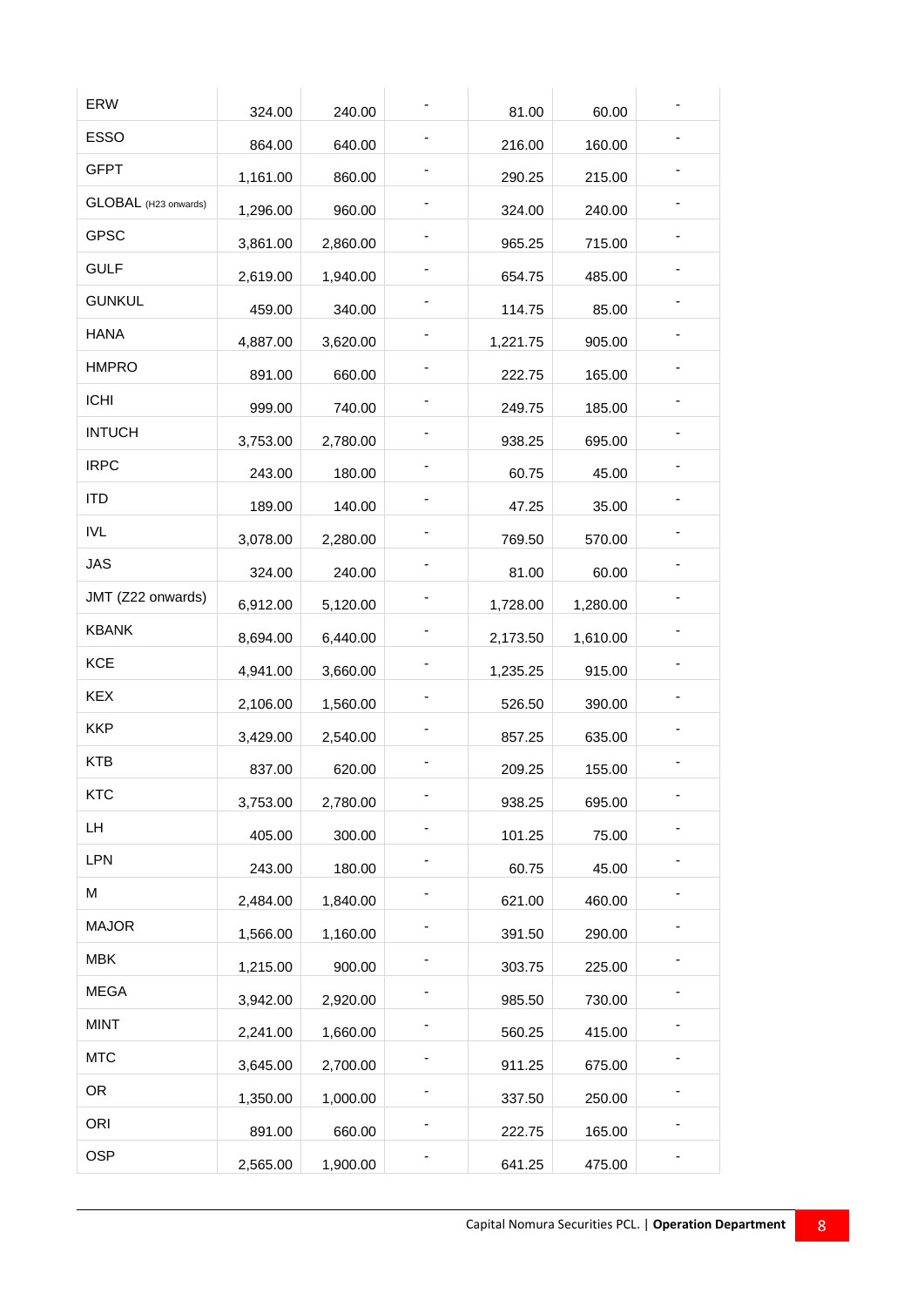| | | | | | | |
|---|---|---|---|---|---|---|
| ERW | 324.00 | 240.00 | - | 81.00 | 60.00 | - |
| ESSO | 864.00 | 640.00 | - | 216.00 | 160.00 | - |
| GFPT | 1,161.00 | 860.00 | - | 290.25 | 215.00 | - |
| GLOBAL (H23 onwards) | 1,296.00 | 960.00 | - | 324.00 | 240.00 | - |
| GPSC | 3,861.00 | 2,860.00 | - | 965.25 | 715.00 | - |
| GULF | 2,619.00 | 1,940.00 | - | 654.75 | 485.00 | - |
| GUNKUL | 459.00 | 340.00 | - | 114.75 | 85.00 | - |
| HANA | 4,887.00 | 3,620.00 | - | 1,221.75 | 905.00 | - |
| HMPRO | 891.00 | 660.00 | - | 222.75 | 165.00 | - |
| ICHI | 999.00 | 740.00 | - | 249.75 | 185.00 | - |
| INTUCH | 3,753.00 | 2,780.00 | - | 938.25 | 695.00 | - |
| IRPC | 243.00 | 180.00 | - | 60.75 | 45.00 | - |
| ITD | 189.00 | 140.00 | - | 47.25 | 35.00 | - |
| IVL | 3,078.00 | 2,280.00 | - | 769.50 | 570.00 | - |
| JAS | 324.00 | 240.00 | - | 81.00 | 60.00 | - |
| JMT (Z22 onwards) | 6,912.00 | 5,120.00 | - | 1,728.00 | 1,280.00 | - |
| KBANK | 8,694.00 | 6,440.00 | - | 2,173.50 | 1,610.00 | - |
| KCE | 4,941.00 | 3,660.00 | - | 1,235.25 | 915.00 | - |
| KEX | 2,106.00 | 1,560.00 | - | 526.50 | 390.00 | - |
| KKP | 3,429.00 | 2,540.00 | - | 857.25 | 635.00 | - |
| KTB | 837.00 | 620.00 | - | 209.25 | 155.00 | - |
| KTC | 3,753.00 | 2,780.00 | - | 938.25 | 695.00 | - |
| LH | 405.00 | 300.00 | - | 101.25 | 75.00 | - |
| LPN | 243.00 | 180.00 | - | 60.75 | 45.00 | - |
| M | 2,484.00 | 1,840.00 | - | 621.00 | 460.00 | - |
| MAJOR | 1,566.00 | 1,160.00 | - | 391.50 | 290.00 | - |
| MBK | 1,215.00 | 900.00 | - | 303.75 | 225.00 | - |
| MEGA | 3,942.00 | 2,920.00 | - | 985.50 | 730.00 | - |
| MINT | 2,241.00 | 1,660.00 | - | 560.25 | 415.00 | - |
| MTC | 3,645.00 | 2,700.00 | - | 911.25 | 675.00 | - |
| OR | 1,350.00 | 1,000.00 | - | 337.50 | 250.00 | - |
| ORI | 891.00 | 660.00 | - | 222.75 | 165.00 | - |
| OSP | 2,565.00 | 1,900.00 | - | 641.25 | 475.00 | - |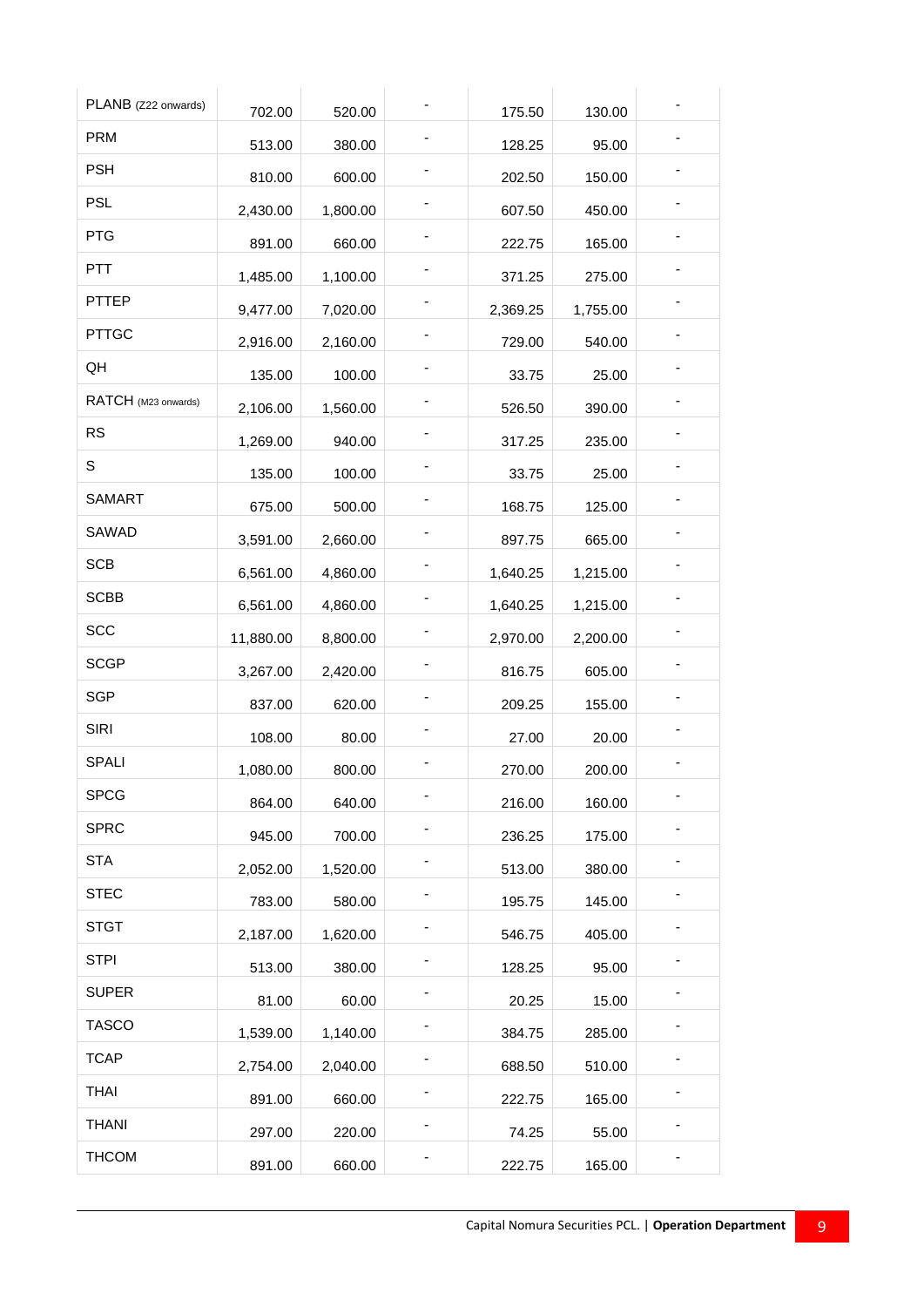| | | | | | | |
|---|---|---|---|---|---|---|
| PLANB (Z22 onwards) | 702.00 | 520.00 | - | 175.50 | 130.00 | - |
| PRM | 513.00 | 380.00 | - | 128.25 | 95.00 | - |
| PSH | 810.00 | 600.00 | - | 202.50 | 150.00 | - |
| PSL | 2,430.00 | 1,800.00 | - | 607.50 | 450.00 | - |
| PTG | 891.00 | 660.00 | - | 222.75 | 165.00 | - |
| PTT | 1,485.00 | 1,100.00 | - | 371.25 | 275.00 | - |
| PTTEP | 9,477.00 | 7,020.00 | - | 2,369.25 | 1,755.00 | - |
| PTTGC | 2,916.00 | 2,160.00 | - | 729.00 | 540.00 | - |
| QH | 135.00 | 100.00 | - | 33.75 | 25.00 | - |
| RATCH (M23 onwards) | 2,106.00 | 1,560.00 | - | 526.50 | 390.00 | - |
| RS | 1,269.00 | 940.00 | - | 317.25 | 235.00 | - |
| S | 135.00 | 100.00 | - | 33.75 | 25.00 | - |
| SAMART | 675.00 | 500.00 | - | 168.75 | 125.00 | - |
| SAWAD | 3,591.00 | 2,660.00 | - | 897.75 | 665.00 | - |
| SCB | 6,561.00 | 4,860.00 | - | 1,640.25 | 1,215.00 | - |
| SCBB | 6,561.00 | 4,860.00 | - | 1,640.25 | 1,215.00 | - |
| SCC | 11,880.00 | 8,800.00 | - | 2,970.00 | 2,200.00 | - |
| SCGP | 3,267.00 | 2,420.00 | - | 816.75 | 605.00 | - |
| SGP | 837.00 | 620.00 | - | 209.25 | 155.00 | - |
| SIRI | 108.00 | 80.00 | - | 27.00 | 20.00 | - |
| SPALI | 1,080.00 | 800.00 | - | 270.00 | 200.00 | - |
| SPCG | 864.00 | 640.00 | - | 216.00 | 160.00 | - |
| SPRC | 945.00 | 700.00 | - | 236.25 | 175.00 | - |
| STA | 2,052.00 | 1,520.00 | - | 513.00 | 380.00 | - |
| STEC | 783.00 | 580.00 | - | 195.75 | 145.00 | - |
| STGT | 2,187.00 | 1,620.00 | - | 546.75 | 405.00 | - |
| STPI | 513.00 | 380.00 | - | 128.25 | 95.00 | - |
| SUPER | 81.00 | 60.00 | - | 20.25 | 15.00 | - |
| TASCO | 1,539.00 | 1,140.00 | - | 384.75 | 285.00 | - |
| TCAP | 2,754.00 | 2,040.00 | - | 688.50 | 510.00 | - |
| THAI | 891.00 | 660.00 | - | 222.75 | 165.00 | - |
| THANI | 297.00 | 220.00 | - | 74.25 | 55.00 | - |
| THCOM | 891.00 | 660.00 | - | 222.75 | 165.00 | - |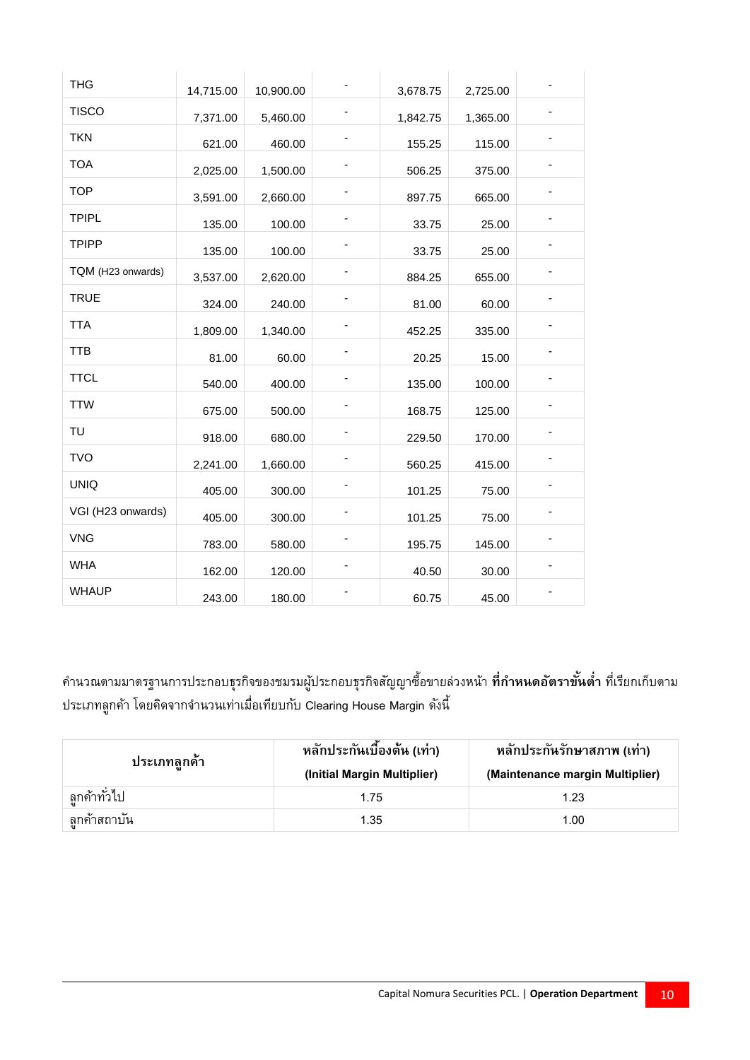| | | | | | | |
|---|---|---|---|---|---|---|
| THG | 14,715.00 | 10,900.00 | - | 3,678.75 | 2,725.00 | - |
| TISCO | 7,371.00 | 5,460.00 | - | 1,842.75 | 1,365.00 | - |
| TKN | 621.00 | 460.00 | - | 155.25 | 115.00 | - |
| TOA | 2,025.00 | 1,500.00 | - | 506.25 | 375.00 | - |
| TOP | 3,591.00 | 2,660.00 | - | 897.75 | 665.00 | - |
| TPIPL | 135.00 | 100.00 | - | 33.75 | 25.00 | - |
| TPIPP | 135.00 | 100.00 | - | 33.75 | 25.00 | - |
| TQM (H23 onwards) | 3,537.00 | 2,620.00 | - | 884.25 | 655.00 | - |
| TRUE | 324.00 | 240.00 | - | 81.00 | 60.00 | - |
| TTA | 1,809.00 | 1,340.00 | - | 452.25 | 335.00 | - |
| TTB | 81.00 | 60.00 | - | 20.25 | 15.00 | - |
| TTCL | 540.00 | 400.00 | - | 135.00 | 100.00 | - |
| TTW | 675.00 | 500.00 | - | 168.75 | 125.00 | - |
| TU | 918.00 | 680.00 | - | 229.50 | 170.00 | - |
| TVO | 2,241.00 | 1,660.00 | - | 560.25 | 415.00 | - |
| UNIQ | 405.00 | 300.00 | - | 101.25 | 75.00 | - |
| VGI (H23 onwards) | 405.00 | 300.00 | - | 101.25 | 75.00 | - |
| VNG | 783.00 | 580.00 | - | 195.75 | 145.00 | - |
| WHA | 162.00 | 120.00 | - | 40.50 | 30.00 | - |
| WHAUP | 243.00 | 180.00 | - | 60.75 | 45.00 | - |

คำนวณตามมาตรฐานการประกอบธุรกิจของชมรมผู้ประกอบธุรกิจสัญญาซื้อขายล่วงหน้า **ที่กำหนดอัตราขั้นต่ำ** ที่เรียกเก็บตามประเภทลูกค้า โดยคิดจากจำนวนเท่าเมื่อเทียบกับ Clearing House Margin ดังนี้

| ประเภทลูกค้า | หลักประกันเบื้องต้น (เท่า) (Initial Margin Multiplier) | หลักประกันรักษาสภาพ (เท่า) (Maintenance margin Multiplier) |
|---|---|---|
| ลูกค้าทั่วไป | 1.75 | 1.23 |
| ลูกค้าสถาบัน | 1.35 | 1.00 |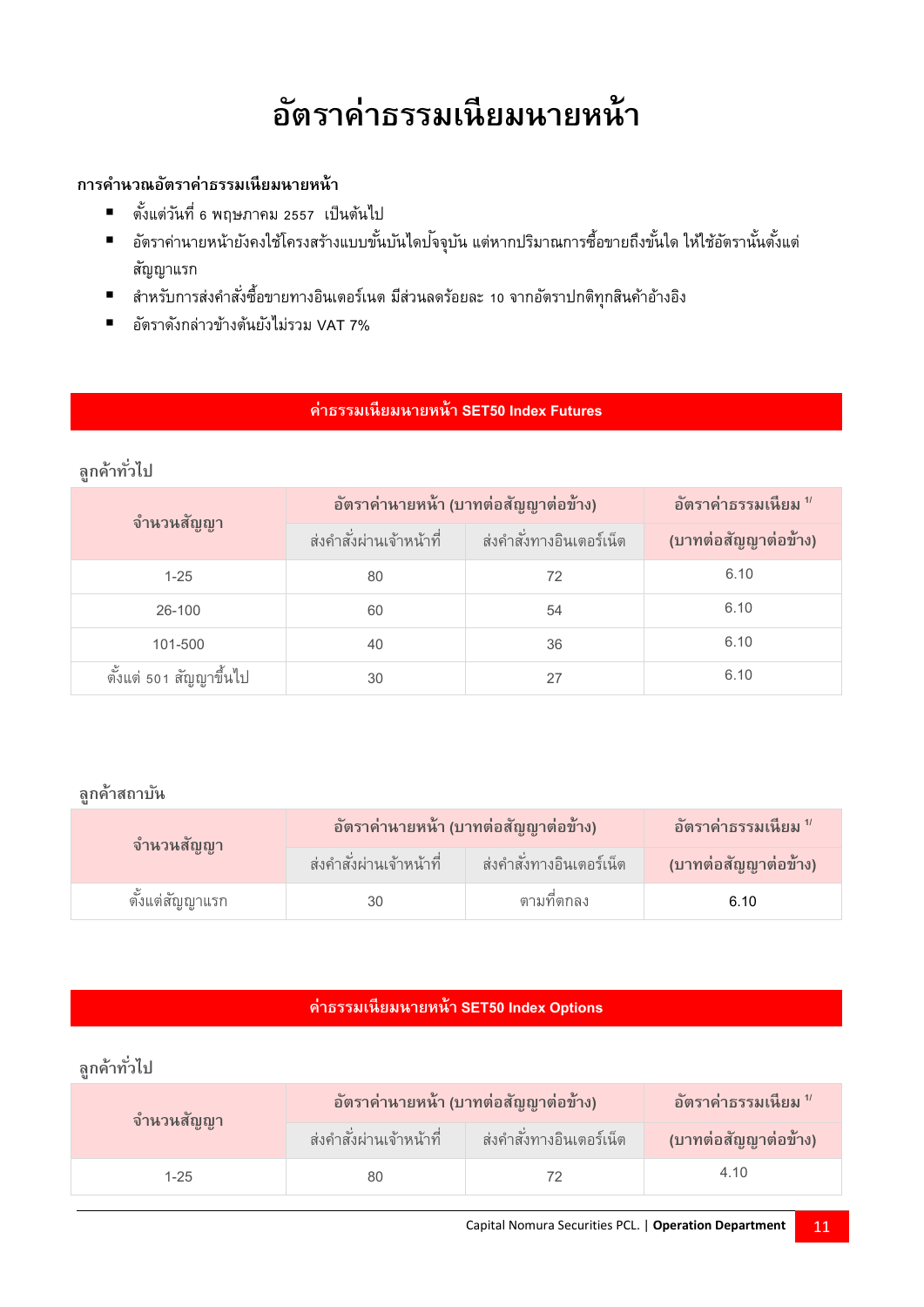# อัตราค่าธรรมเนียมนายหน้า

**การคำนวณอัตราค่าธรรมเนียมนายหน้า**

- ตั้งแต่วันที่ 6 พฤษภาคม 2557 เป็นต้นไป
- อัตราค่านายหน้ายังคงใช้โครงสร้างแบบขั้นบันไดปัจจุบัน แต่หากปริมาณการซื้อขายถึงขั้นใด ให้ใช้อัตรานั้นตั้งแต่สัญญาแรก
- สำหรับการส่งคำสั่งซื้อขายทางอินเตอร์เนต มีส่วนลดร้อยละ 10 จากอัตราปกติทุกสินค้าอ้างอิง
- อัตราดังกล่าวข้างต้นยังไม่รวม VAT 7%

## ค่าธรรมเนียมนายหน้า SET50 Index Futures

ลูกค้าทั่วไป

| จำนวนสัญญา | อัตราค่านายหน้า (บาทต่อสัญญาต่อข้าง) | | อัตราค่าธรรมเนียม [1/] |
|---|---|---|---|
| | ส่งคำสั่งผ่านเจ้าหน้าที่ | ส่งคำสั่งทางอินเตอร์เน็ต | (บาทต่อสัญญาต่อข้าง) |
| 1-25 | 80 | 72 | 6.10 |
| 26-100 | 60 | 54 | 6.10 |
| 101-500 | 40 | 36 | 6.10 |
| ตั้งแต่ 501 สัญญาขึ้นไป | 30 | 27 | 6.10 |

ลูกค้าสถาบัน

| จำนวนสัญญา | อัตราค่านายหน้า (บาทต่อสัญญาต่อข้าง) | | อัตราค่าธรรมเนียม [1/] |
|---|---|---|---|
| | ส่งคำสั่งผ่านเจ้าหน้าที่ | ส่งคำสั่งทางอินเตอร์เน็ต | (บาทต่อสัญญาต่อข้าง) |
| ตั้งแต่สัญญาแรก | 30 | ตามที่ตกลง | 6.10 |

## ค่าธรรมเนียมนายหน้า SET50 Index Options

ลูกค้าทั่วไป

| จำนวนสัญญา | อัตราค่านายหน้า (บาทต่อสัญญาต่อข้าง) | | อัตราค่าธรรมเนียม [1/] |
|---|---|---|---|
| | ส่งคำสั่งผ่านเจ้าหน้าที่ | ส่งคำสั่งทางอินเตอร์เน็ต | (บาทต่อสัญญาต่อข้าง) |
| 1-25 | 80 | 72 | 4.10 |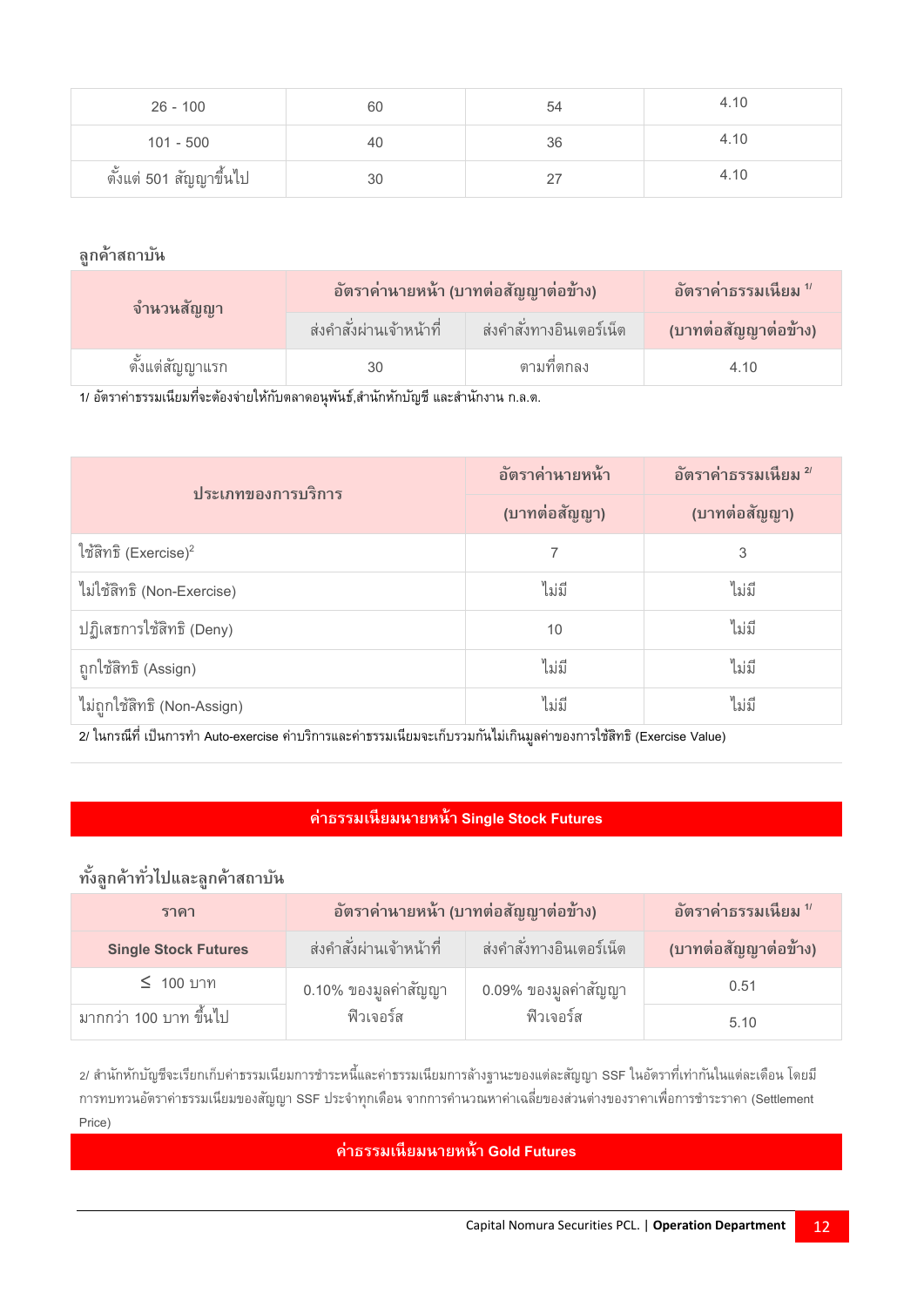| | | | |
|---|---|---|---|
| 26 - 100 | 60 | 54 | 4.10 |
| 101 - 500 | 40 | 36 | 4.10 |
| ตั้งแต่ 501 สัญญาขึ้นไป | 30 | 27 | 4.10 |

### ลูกค้าสถาบัน

| จำนวนสัญญา | อัตราค่านายหน้า (บาทต่อสัญญาต่อข้าง) | | อัตราค่าธรรมเนียม [1/] |
|---|---|---|---|
| | ส่งคำสั่งผ่านเจ้าหน้าที่ | ส่งคำสั่งทางอินเตอร์เน็ต | (บาทต่อสัญญาต่อข้าง) |
| ตั้งแต่สัญญาแรก | 30 | ตามที่ตกลง | 4.10 |

1/ อัตราค่าธรรมเนียมที่จะต้องจ่ายให้กับตลาดอนุพันธ์,สำนักหักบัญชี และสำนักงาน ก.ล.ต.

| ประเภทของการบริการ | อัตราค่านายหน้า | อัตราค่าธรรมเนียม [2/] |
|---|---|---|
| | (บาทต่อสัญญา) | (บาทต่อสัญญา) |
| ใช้สิทธิ (Exercise)[2] | 7 | 3 |
| ไม่ใช้สิทธิ (Non-Exercise) | ไม่มี | ไม่มี |
| ปฏิเสธการใช้สิทธิ (Deny) | 10 | ไม่มี |
| ถูกใช้สิทธิ (Assign) | ไม่มี | ไม่มี |
| ไม่ถูกใช้สิทธิ (Non-Assign) | ไม่มี | ไม่มี |

2/ ในกรณีที่ เป็นการทำ Auto-exercise ค่าบริการและค่าธรรมเนียมจะเก็บรวมกันไม่เกินมูลค่าของการใช้สิทธิ (Exercise Value)

## ค่าธรรมเนียมนายหน้า Single Stock Futures

### ทั้งลูกค้าทั่วไปและลูกค้าสถาบัน

| ราคา | อัตราค่านายหน้า (บาทต่อสัญญาต่อข้าง) | | อัตราค่าธรรมเนียม [1/] |
|---|---|---|---|
| **Single Stock Futures** | ส่งคำสั่งผ่านเจ้าหน้าที่ | ส่งคำสั่งทางอินเตอร์เน็ต | (บาทต่อสัญญาต่อข้าง) |
| ≤ 100 บาท | 0.10% ของมูลค่าสัญญาฟิวเจอร์ส | 0.09% ของมูลค่าสัญญาฟิวเจอร์ส | 0.51 |
| มากกว่า 100 บาท ขึ้นไป | | | 5.10 |

2/ สำนักหักบัญชีจะเรียกเก็บค่าธรรมเนียมการชำระหนี้และค่าธรรมเนียมการล้างฐานะของแต่ละสัญญา SSF ในอัตราที่เท่ากันในแต่ละเดือน โดยมีการทบทวนอัตราค่าธรรมเนียมของสัญญา SSF ประจำทุกเดือน จากการคำนวณหาค่าเฉลี่ยของส่วนต่างของราคาเพื่อการชำระราคา (Settlement Price)

## ค่าธรรมเนียมนายหน้า Gold Futures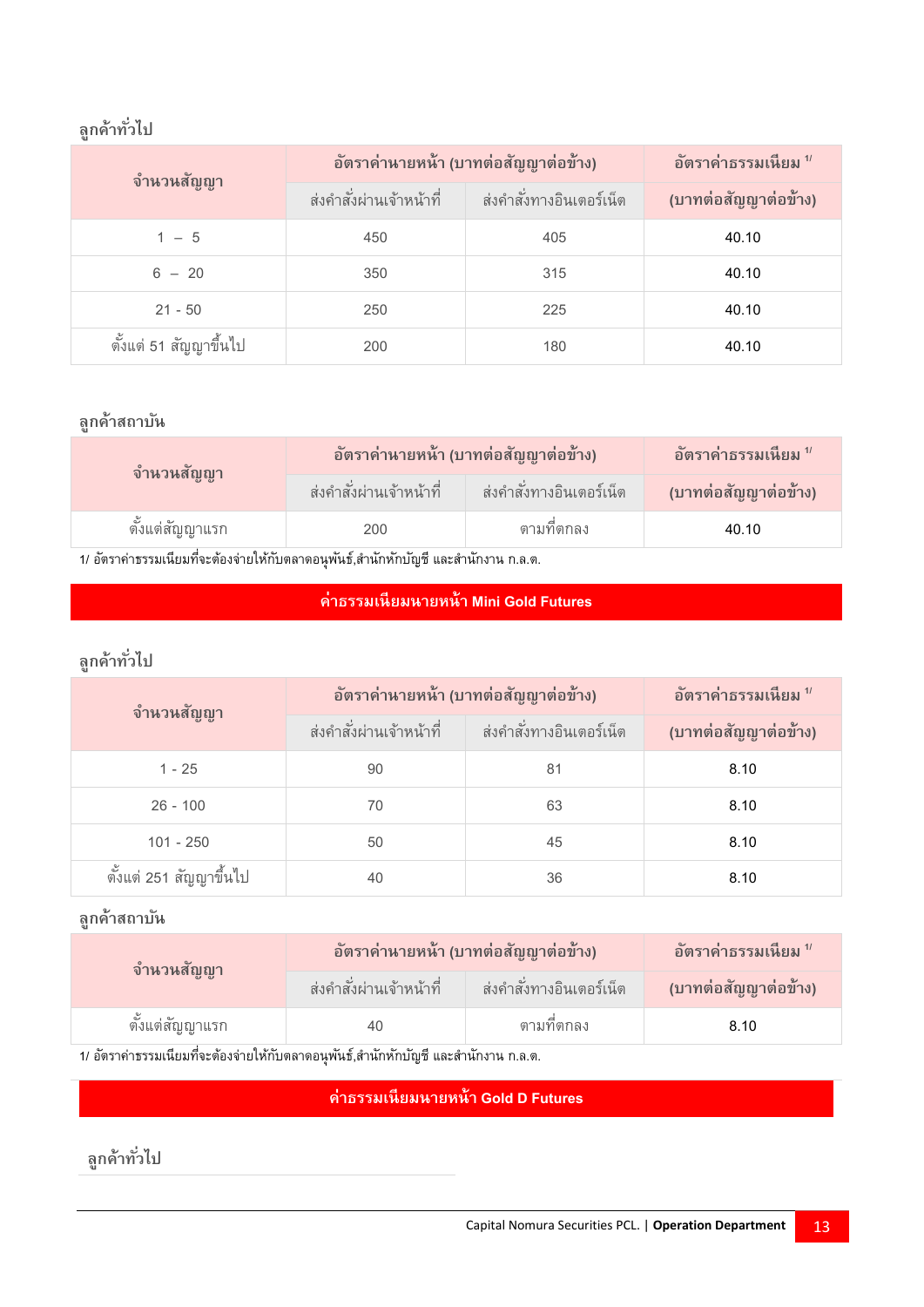### ลูกค้าทั่วไป

| จำนวนสัญญา | อัตราค่านายหน้า (บาทต่อสัญญาต่อข้าง) | | อัตราค่าธรรมเนียม [1/] |
|---|---|---|---|
| | ส่งคำสั่งผ่านเจ้าหน้าที่ | ส่งคำสั่งทางอินเตอร์เน็ต | (บาทต่อสัญญาต่อข้าง) |
| 1 – 5 | 450 | 405 | 40.10 |
| 6 – 20 | 350 | 315 | 40.10 |
| 21 - 50 | 250 | 225 | 40.10 |
| ตั้งแต่ 51 สัญญาขึ้นไป | 200 | 180 | 40.10 |

### ลูกค้าสถาบัน

| จำนวนสัญญา | อัตราค่านายหน้า (บาทต่อสัญญาต่อข้าง) | | อัตราค่าธรรมเนียม [1/] |
|---|---|---|---|
| | ส่งคำสั่งผ่านเจ้าหน้าที่ | ส่งคำสั่งทางอินเตอร์เน็ต | (บาทต่อสัญญาต่อข้าง) |
| ตั้งแต่สัญญาแรก | 200 | ตามที่ตกลง | 40.10 |

1/ อัตราค่าธรรมเนียมที่จะต้องจ่ายให้กับตลาดอนุพันธ์,สำนักหักบัญชี และสำนักงาน ก.ล.ต.

## ค่าธรรมเนียมนายหน้า Mini Gold Futures

### ลูกค้าทั่วไป

| จำนวนสัญญา | อัตราค่านายหน้า (บาทต่อสัญญาต่อข้าง) | | อัตราค่าธรรมเนียม [1/] |
|---|---|---|---|
| | ส่งคำสั่งผ่านเจ้าหน้าที่ | ส่งคำสั่งทางอินเตอร์เน็ต | (บาทต่อสัญญาต่อข้าง) |
| 1 - 25 | 90 | 81 | 8.10 |
| 26 - 100 | 70 | 63 | 8.10 |
| 101 - 250 | 50 | 45 | 8.10 |
| ตั้งแต่ 251 สัญญาขึ้นไป | 40 | 36 | 8.10 |

### ลูกค้าสถาบัน

| จำนวนสัญญา | อัตราค่านายหน้า (บาทต่อสัญญาต่อข้าง) | | อัตราค่าธรรมเนียม [1/] |
|---|---|---|---|
| | ส่งคำสั่งผ่านเจ้าหน้าที่ | ส่งคำสั่งทางอินเตอร์เน็ต | (บาทต่อสัญญาต่อข้าง) |
| ตั้งแต่สัญญาแรก | 40 | ตามที่ตกลง | 8.10 |

1/ อัตราค่าธรรมเนียมที่จะต้องจ่ายให้กับตลาดอนุพันธ์,สำนักหักบัญชี และสำนักงาน ก.ล.ต.

## ค่าธรรมเนียมนายหน้า Gold D Futures

### ลูกค้าทั่วไป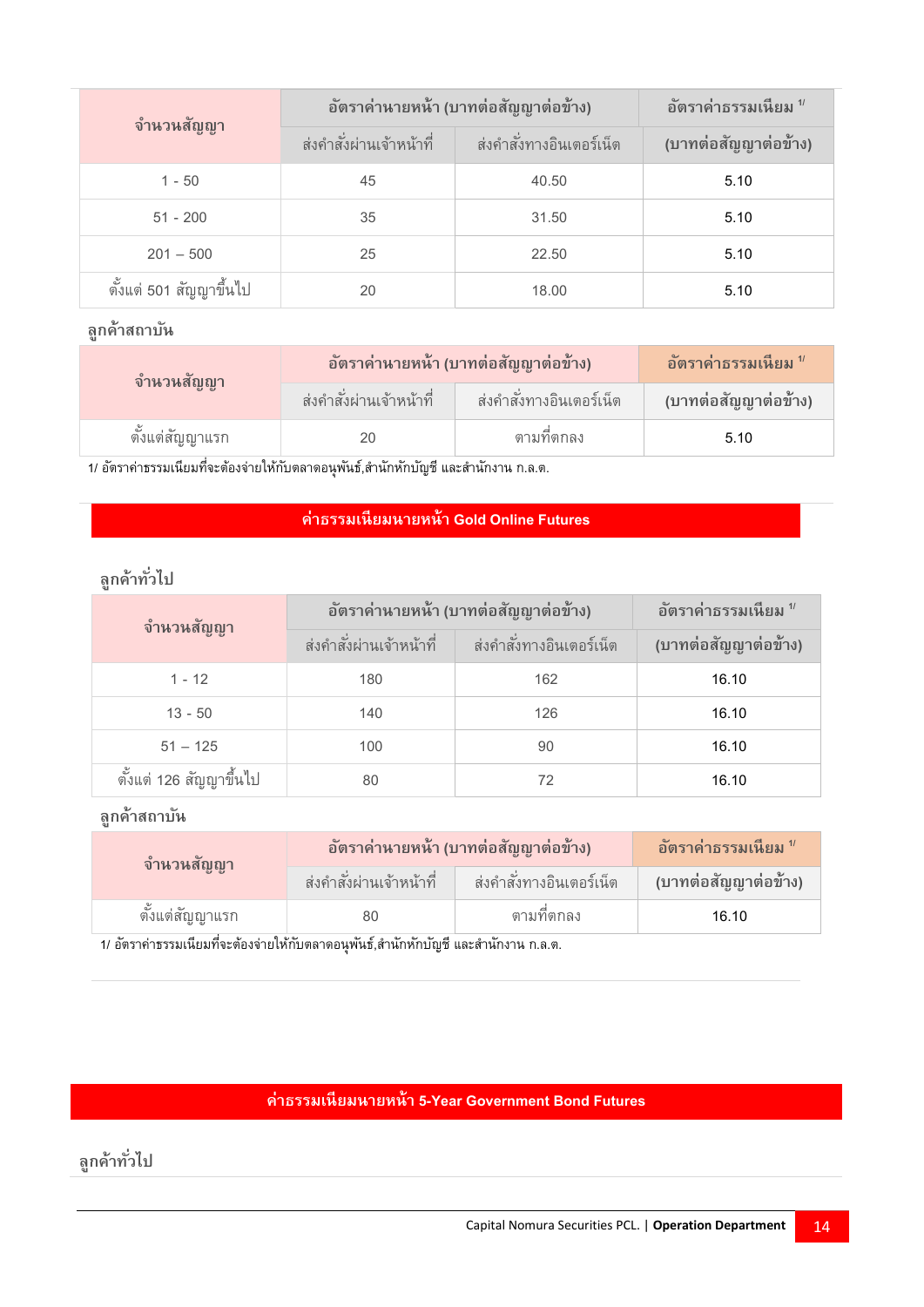| จำนวนสัญญา | อัตราค่านายหน้า (บาทต่อสัญญาต่อข้าง) | | อัตราค่าธรรมเนียม [1/] |
|---|---|---|---|
| | ส่งคำสั่งผ่านเจ้าหน้าที่ | ส่งคำสั่งทางอินเตอร์เน็ต | (บาทต่อสัญญาต่อข้าง) |
| 1 - 50 | 45 | 40.50 | 5.10 |
| 51 - 200 | 35 | 31.50 | 5.10 |
| 201 – 500 | 25 | 22.50 | 5.10 |
| ตั้งแต่ 501 สัญญาขึ้นไป | 20 | 18.00 | 5.10 |

ลูกค้าสถาบัน

| จำนวนสัญญา | อัตราค่านายหน้า (บาทต่อสัญญาต่อข้าง) | | อัตราค่าธรรมเนียม [1/] |
|---|---|---|---|
| | ส่งคำสั่งผ่านเจ้าหน้าที่ | ส่งคำสั่งทางอินเตอร์เน็ต | (บาทต่อสัญญาต่อข้าง) |
| ตั้งแต่สัญญาแรก | 20 | ตามที่ตกลง | 5.10 |

1/ อัตราค่าธรรมเนียมที่จะต้องจ่ายให้กับตลาดอนุพันธ์,สำนักหักบัญชี และสำนักงาน ก.ล.ต.

## ค่าธรรมเนียมนายหน้า Gold Online Futures

ลูกค้าทั่วไป

| จำนวนสัญญา | อัตราค่านายหน้า (บาทต่อสัญญาต่อข้าง) | | อัตราค่าธรรมเนียม [1/] |
|---|---|---|---|
| | ส่งคำสั่งผ่านเจ้าหน้าที่ | ส่งคำสั่งทางอินเตอร์เน็ต | (บาทต่อสัญญาต่อข้าง) |
| 1 - 12 | 180 | 162 | 16.10 |
| 13 - 50 | 140 | 126 | 16.10 |
| 51 – 125 | 100 | 90 | 16.10 |
| ตั้งแต่ 126 สัญญาขึ้นไป | 80 | 72 | 16.10 |

ลูกค้าสถาบัน

| จำนวนสัญญา | อัตราค่านายหน้า (บาทต่อสัญญาต่อข้าง) | | อัตราค่าธรรมเนียม [1/] |
|---|---|---|---|
| | ส่งคำสั่งผ่านเจ้าหน้าที่ | ส่งคำสั่งทางอินเตอร์เน็ต | (บาทต่อสัญญาต่อข้าง) |
| ตั้งแต่สัญญาแรก | 80 | ตามที่ตกลง | 16.10 |

1/ อัตราค่าธรรมเนียมที่จะต้องจ่ายให้กับตลาดอนุพันธ์,สำนักหักบัญชี และสำนักงาน ก.ล.ต.

## ค่าธรรมเนียมนายหน้า 5-Year Government Bond Futures

ลูกค้าทั่วไป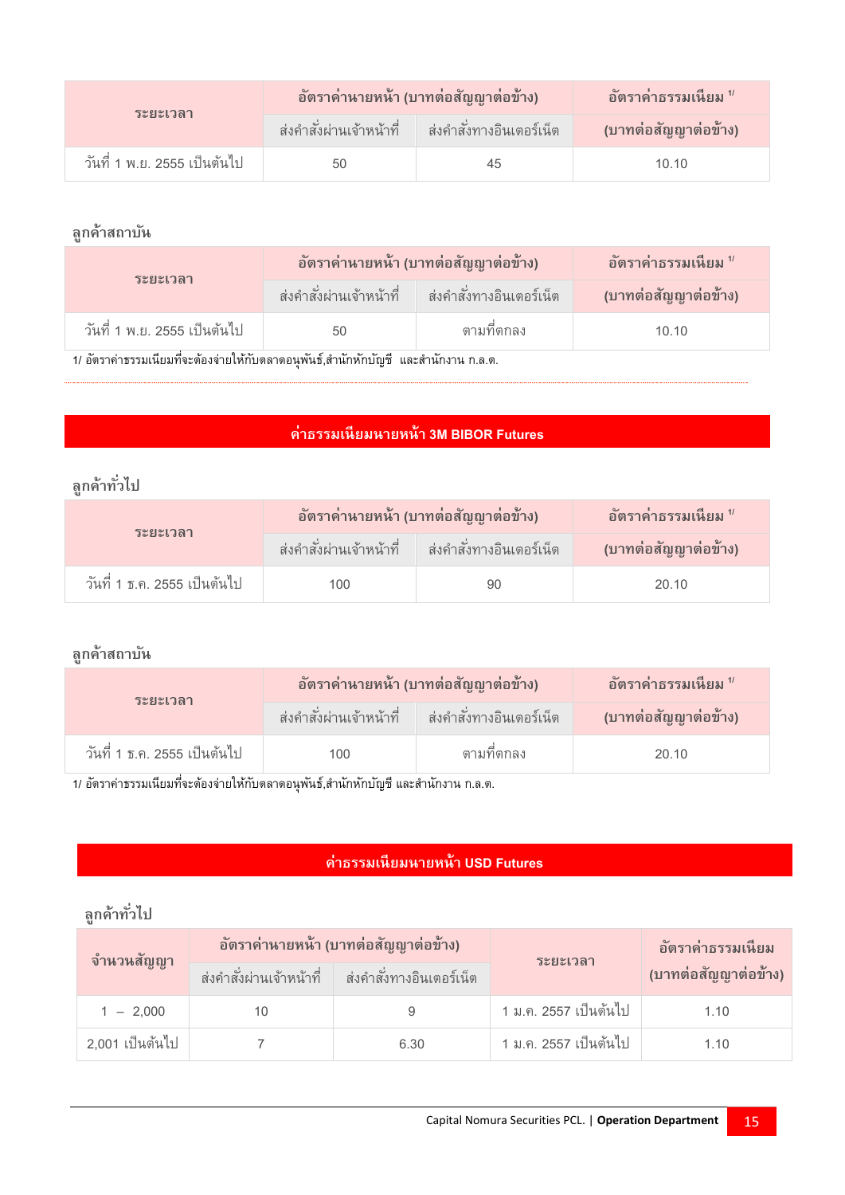| ระยะเวลา | อัตราค่านายหน้า (บาทต่อสัญญาต่อข้าง) | | อัตราค่าธรรมเนียม [1/] |
|---|---|---|---|
| | ส่งคำสั่งผ่านเจ้าหน้าที่ | ส่งคำสั่งทางอินเตอร์เน็ต | (บาทต่อสัญญาต่อข้าง) |
| วันที่ 1 พ.ย. 2555 เป็นต้นไป | 50 | 45 | 10.10 |

ลูกค้าสถาบัน

| ระยะเวลา | อัตราค่านายหน้า (บาทต่อสัญญาต่อข้าง) | | อัตราค่าธรรมเนียม [1/] |
|---|---|---|---|
| | ส่งคำสั่งผ่านเจ้าหน้าที่ | ส่งคำสั่งทางอินเตอร์เน็ต | (บาทต่อสัญญาต่อข้าง) |
| วันที่ 1 พ.ย. 2555 เป็นต้นไป | 50 | ตามที่ตกลง | 10.10 |

1/ อัตราค่าธรรมเนียมที่จะต้องจ่ายให้กับตลาดอนุพันธ์,สำนักหักบัญชี และสำนักงาน ก.ล.ต.

## ค่าธรรมเนียมนายหน้า 3M BIBOR Futures

ลูกค้าทั่วไป

| ระยะเวลา | อัตราค่านายหน้า (บาทต่อสัญญาต่อข้าง) | | อัตราค่าธรรมเนียม [1/] |
|---|---|---|---|
| | ส่งคำสั่งผ่านเจ้าหน้าที่ | ส่งคำสั่งทางอินเตอร์เน็ต | (บาทต่อสัญญาต่อข้าง) |
| วันที่ 1 ธ.ค. 2555 เป็นต้นไป | 100 | 90 | 20.10 |

ลูกค้าสถาบัน

| ระยะเวลา | อัตราค่านายหน้า (บาทต่อสัญญาต่อข้าง) | | อัตราค่าธรรมเนียม [1/] |
|---|---|---|---|
| | ส่งคำสั่งผ่านเจ้าหน้าที่ | ส่งคำสั่งทางอินเตอร์เน็ต | (บาทต่อสัญญาต่อข้าง) |
| วันที่ 1 ธ.ค. 2555 เป็นต้นไป | 100 | ตามที่ตกลง | 20.10 |

1/ อัตราค่าธรรมเนียมที่จะต้องจ่ายให้กับตลาดอนุพันธ์,สำนักหักบัญชี และสำนักงาน ก.ล.ต.

## ค่าธรรมเนียมนายหน้า USD Futures

ลูกค้าทั่วไป

| จำนวนสัญญา | อัตราค่านายหน้า (บาทต่อสัญญาต่อข้าง) | | ระยะเวลา | อัตราค่าธรรมเนียม (บาทต่อสัญญาต่อข้าง) |
|---|---|---|---|---|
| | ส่งคำสั่งผ่านเจ้าหน้าที่ | ส่งคำสั่งทางอินเตอร์เน็ต | | |
| 1 – 2,000 | 10 | 9 | 1 ม.ค. 2557 เป็นต้นไป | 1.10 |
| 2,001 เป็นต้นไป | 7 | 6.30 | 1 ม.ค. 2557 เป็นต้นไป | 1.10 |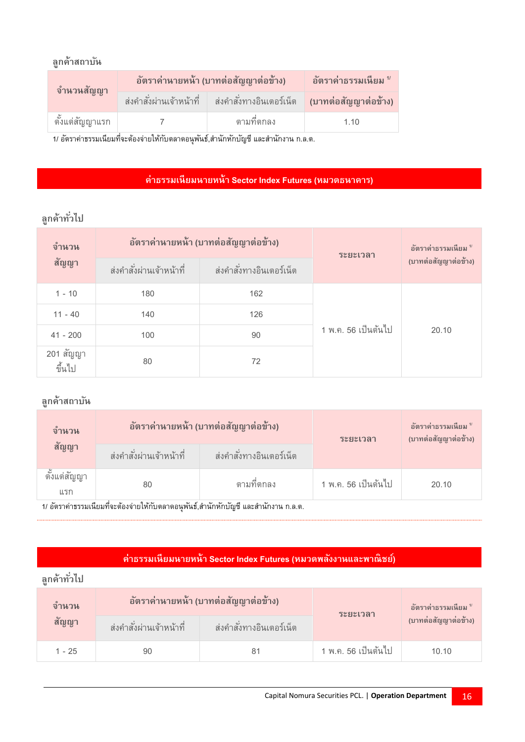ลูกค้าสถาบัน

| จำนวนสัญญา | อัตราค่านายหน้า (บาทต่อสัญญาต่อข้าง) | | อัตราค่าธรรมเนียม 1/ |
|---|---|---|---|
| | ส่งคำสั่งผ่านเจ้าหน้าที่ | ส่งคำสั่งทางอินเตอร์เน็ต | (บาทต่อสัญญาต่อข้าง) |
| ตั้งแต่สัญญาแรก | 7 | ตามที่ตกลง | 1.10 |

1/ อัตราค่าธรรมเนียมที่จะต้องจ่ายให้กับตลาดอนุพันธ์,สำนักหักบัญชี และสำนักงาน ก.ล.ต.

## ค่าธรรมเนียมนายหน้า Sector Index Futures (หมวดธนาคาร)

ลูกค้าทั่วไป

| จำนวนสัญญา | อัตราค่านายหน้า (บาทต่อสัญญาต่อข้าง) | | ระยะเวลา | อัตราค่าธรรมเนียม 1/ (บาทต่อสัญญาต่อข้าง) |
|---|---|---|---|---|
| | ส่งคำสั่งผ่านเจ้าหน้าที่ | ส่งคำสั่งทางอินเตอร์เน็ต | | |
| 1 - 10 | 180 | 162 | 1 พ.ค. 56 เป็นต้นไป | 20.10 |
| 11 - 40 | 140 | 126 | | |
| 41 - 200 | 100 | 90 | | |
| 201 สัญญาขึ้นไป | 80 | 72 | | |

ลูกค้าสถาบัน

| จำนวนสัญญา | อัตราค่านายหน้า (บาทต่อสัญญาต่อข้าง) | | ระยะเวลา | อัตราค่าธรรมเนียม 1/ (บาทต่อสัญญาต่อข้าง) |
|---|---|---|---|---|
| | ส่งคำสั่งผ่านเจ้าหน้าที่ | ส่งคำสั่งทางอินเตอร์เน็ต | | |
| ตั้งแต่สัญญาแรก | 80 | ตามที่ตกลง | 1 พ.ค. 56 เป็นต้นไป | 20.10 |

1/ อัตราค่าธรรมเนียมที่จะต้องจ่ายให้กับตลาดอนุพันธ์,สำนักหักบัญชี และสำนักงาน ก.ล.ต.

## ค่าธรรมเนียมนายหน้า Sector Index Futures (หมวดพลังงานและพาณิชย์)

ลูกค้าทั่วไป

| จำนวนสัญญา | อัตราค่านายหน้า (บาทต่อสัญญาต่อข้าง) | | ระยะเวลา | อัตราค่าธรรมเนียม 1/ (บาทต่อสัญญาต่อข้าง) |
|---|---|---|---|---|
| | ส่งคำสั่งผ่านเจ้าหน้าที่ | ส่งคำสั่งทางอินเตอร์เน็ต | | |
| 1 - 25 | 90 | 81 | 1 พ.ค. 56 เป็นต้นไป | 10.10 |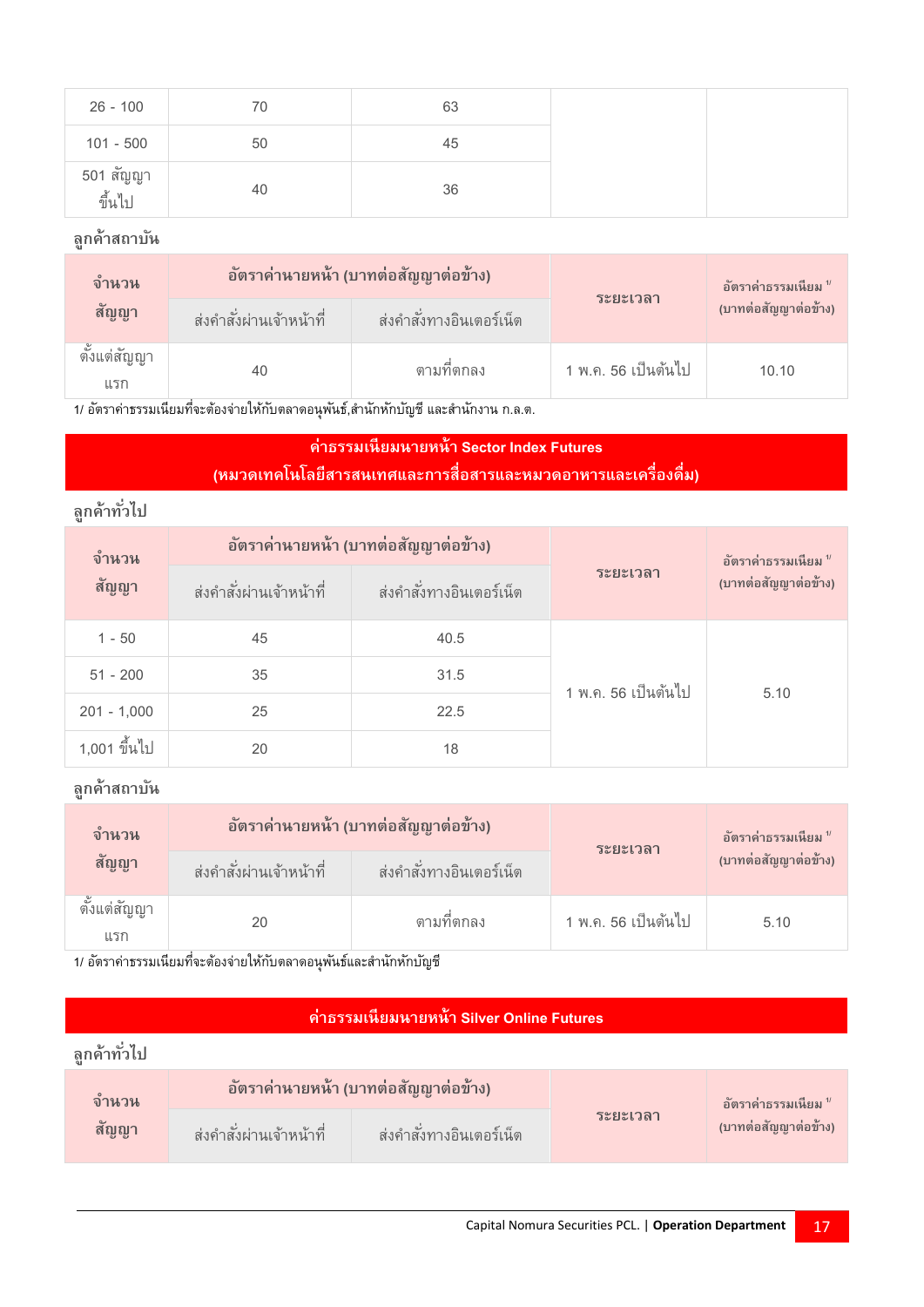| 26 - 100 | 70 | 63 | | |
|---|---|---|---|---|
| 101 - 500 | 50 | 45 | | |
| 501 สัญญาขึ้นไป | 40 | 36 | | |

**ลูกค้าสถาบัน**

| จำนวนสัญญา | อัตราค่านายหน้า (บาทต่อสัญญาต่อข้าง) | | ระยะเวลา | อัตราค่าธรรมเนียม 1/ (บาทต่อสัญญาต่อข้าง) |
|---|---|---|---|---|
| | ส่งคำสั่งผ่านเจ้าหน้าที่ | ส่งคำสั่งทางอินเตอร์เน็ต | | |
| ตั้งแต่สัญญาแรก | 40 | ตามที่ตกลง | 1 พ.ค. 56 เป็นต้นไป | 10.10 |

1/ อัตราค่าธรรมเนียมที่จะต้องจ่ายให้กับตลาดอนุพันธ์,สำนักหักบัญชี และสำนักงาน ก.ล.ต.

## ค่าธรรมเนียมนายหน้า Sector Index Futures (หมวดเทคโนโลยีสารสนเทศและการสื่อสารและหมวดอาหารและเครื่องดื่ม)

**ลูกค้าทั่วไป**

| จำนวนสัญญา | อัตราค่านายหน้า (บาทต่อสัญญาต่อข้าง) | | ระยะเวลา | อัตราค่าธรรมเนียม 1/ (บาทต่อสัญญาต่อข้าง) |
|---|---|---|---|---|
| | ส่งคำสั่งผ่านเจ้าหน้าที่ | ส่งคำสั่งทางอินเตอร์เน็ต | | |
| 1 - 50 | 45 | 40.5 | 1 พ.ค. 56 เป็นต้นไป | 5.10 |
| 51 - 200 | 35 | 31.5 | | |
| 201 - 1,000 | 25 | 22.5 | | |
| 1,001 ขึ้นไป | 20 | 18 | | |

**ลูกค้าสถาบัน**

| จำนวนสัญญา | อัตราค่านายหน้า (บาทต่อสัญญาต่อข้าง) | | ระยะเวลา | อัตราค่าธรรมเนียม 1/ (บาทต่อสัญญาต่อข้าง) |
|---|---|---|---|---|
| | ส่งคำสั่งผ่านเจ้าหน้าที่ | ส่งคำสั่งทางอินเตอร์เน็ต | | |
| ตั้งแต่สัญญาแรก | 20 | ตามที่ตกลง | 1 พ.ค. 56 เป็นต้นไป | 5.10 |

1/ อัตราค่าธรรมเนียมที่จะต้องจ่ายให้กับตลาดอนุพันธ์และสำนักหักบัญชี

## ค่าธรรมเนียมนายหน้า Silver Online Futures

**ลูกค้าทั่วไป**

| จำนวนสัญญา | อัตราค่านายหน้า (บาทต่อสัญญาต่อข้าง) | | ระยะเวลา | อัตราค่าธรรมเนียม 1/ (บาทต่อสัญญาต่อข้าง) |
|---|---|---|---|---|
| | ส่งคำสั่งผ่านเจ้าหน้าที่ | ส่งคำสั่งทางอินเตอร์เน็ต | | |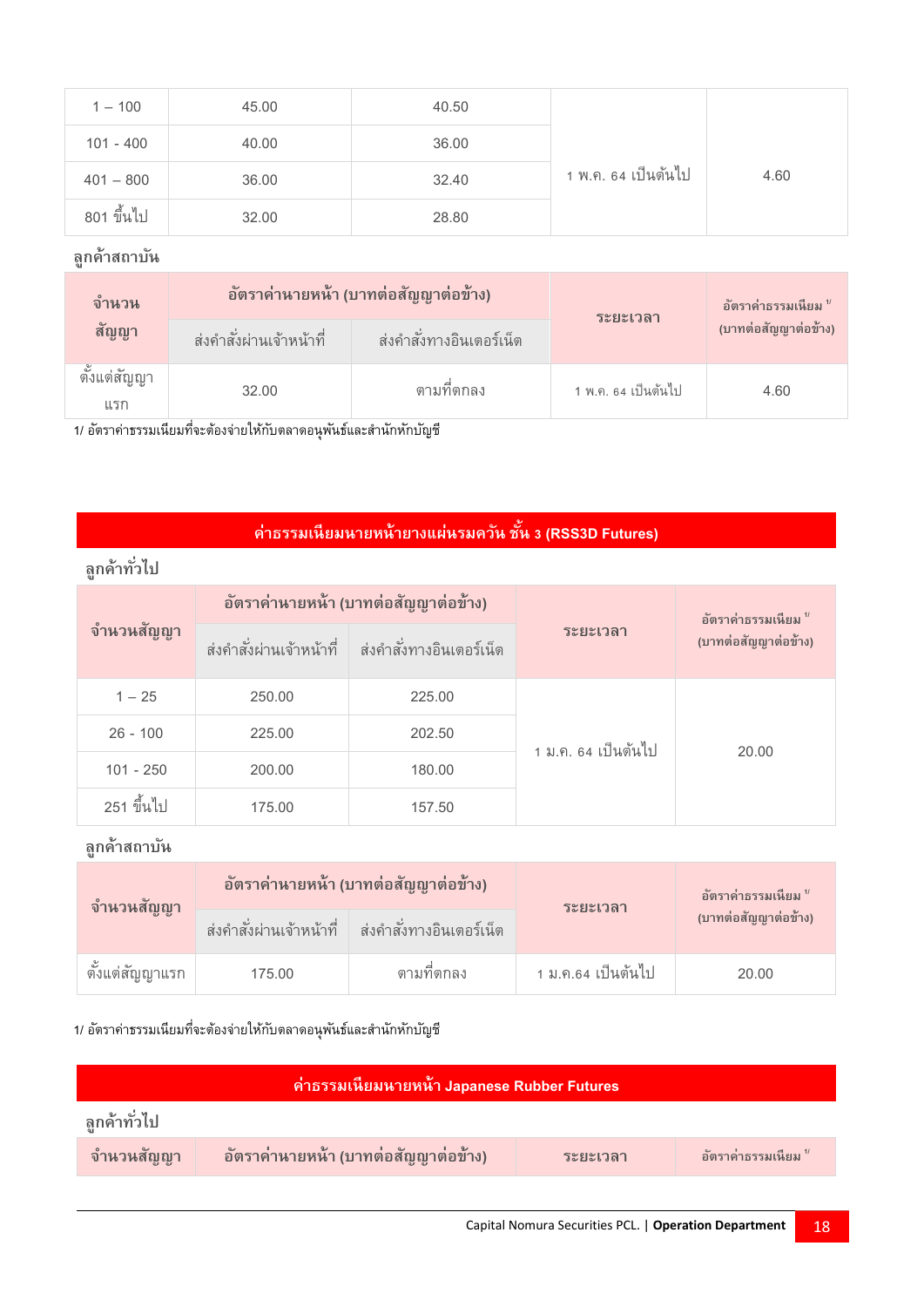| | | | | |
|---|---|---|---|---|
| 1 – 100 | 45.00 | 40.50 | 1 พ.ค. 64 เป็นต้นไป | 4.60 |
| 101 - 400 | 40.00 | 36.00 | | |
| 401 – 800 | 36.00 | 32.40 | | |
| 801 ขึ้นไป | 32.00 | 28.80 | | |

ลูกค้าสถาบัน

| จำนวนสัญญา | อัตราค่านายหน้า (บาทต่อสัญญาต่อข้าง) | | ระยะเวลา | อัตราค่าธรรมเนียม [1/] (บาทต่อสัญญาต่อข้าง) |
|---|---|---|---|---|
| | ส่งคำสั่งผ่านเจ้าหน้าที่ | ส่งคำสั่งทางอินเตอร์เน็ต | | |
| ตั้งแต่สัญญาแรก | 32.00 | ตามที่ตกลง | 1 พ.ค. 64 เป็นต้นไป | 4.60 |

1/ อัตราค่าธรรมเนียมที่จะต้องจ่ายให้กับตลาดอนุพันธ์และสำนักหักบัญชี

## ค่าธรรมเนียมนายหน้ายางแผ่นรมควัน ชั้น 3 (RSS3D Futures)

ลูกค้าทั่วไป

| จำนวนสัญญา | อัตราค่านายหน้า (บาทต่อสัญญาต่อข้าง) | | ระยะเวลา | อัตราค่าธรรมเนียม [1/] (บาทต่อสัญญาต่อข้าง) |
|---|---|---|---|---|
| | ส่งคำสั่งผ่านเจ้าหน้าที่ | ส่งคำสั่งทางอินเตอร์เน็ต | | |
| 1 – 25 | 250.00 | 225.00 | 1 ม.ค. 64 เป็นต้นไป | 20.00 |
| 26 - 100 | 225.00 | 202.50 | | |
| 101 - 250 | 200.00 | 180.00 | | |
| 251 ขึ้นไป | 175.00 | 157.50 | | |

ลูกค้าสถาบัน

| จำนวนสัญญา | อัตราค่านายหน้า (บาทต่อสัญญาต่อข้าง) | | ระยะเวลา | อัตราค่าธรรมเนียม [1/] (บาทต่อสัญญาต่อข้าง) |
|---|---|---|---|---|
| | ส่งคำสั่งผ่านเจ้าหน้าที่ | ส่งคำสั่งทางอินเตอร์เน็ต | | |
| ตั้งแต่สัญญาแรก | 175.00 | ตามที่ตกลง | 1 ม.ค.64 เป็นต้นไป | 20.00 |

1/ อัตราค่าธรรมเนียมที่จะต้องจ่ายให้กับตลาดอนุพันธ์และสำนักหักบัญชี

## ค่าธรรมเนียมนายหน้า Japanese Rubber Futures

ลูกค้าทั่วไป

| จำนวนสัญญา | อัตราค่านายหน้า (บาทต่อสัญญาต่อข้าง) | ระยะเวลา | อัตราค่าธรรมเนียม [1/] |
|---|---|---|---|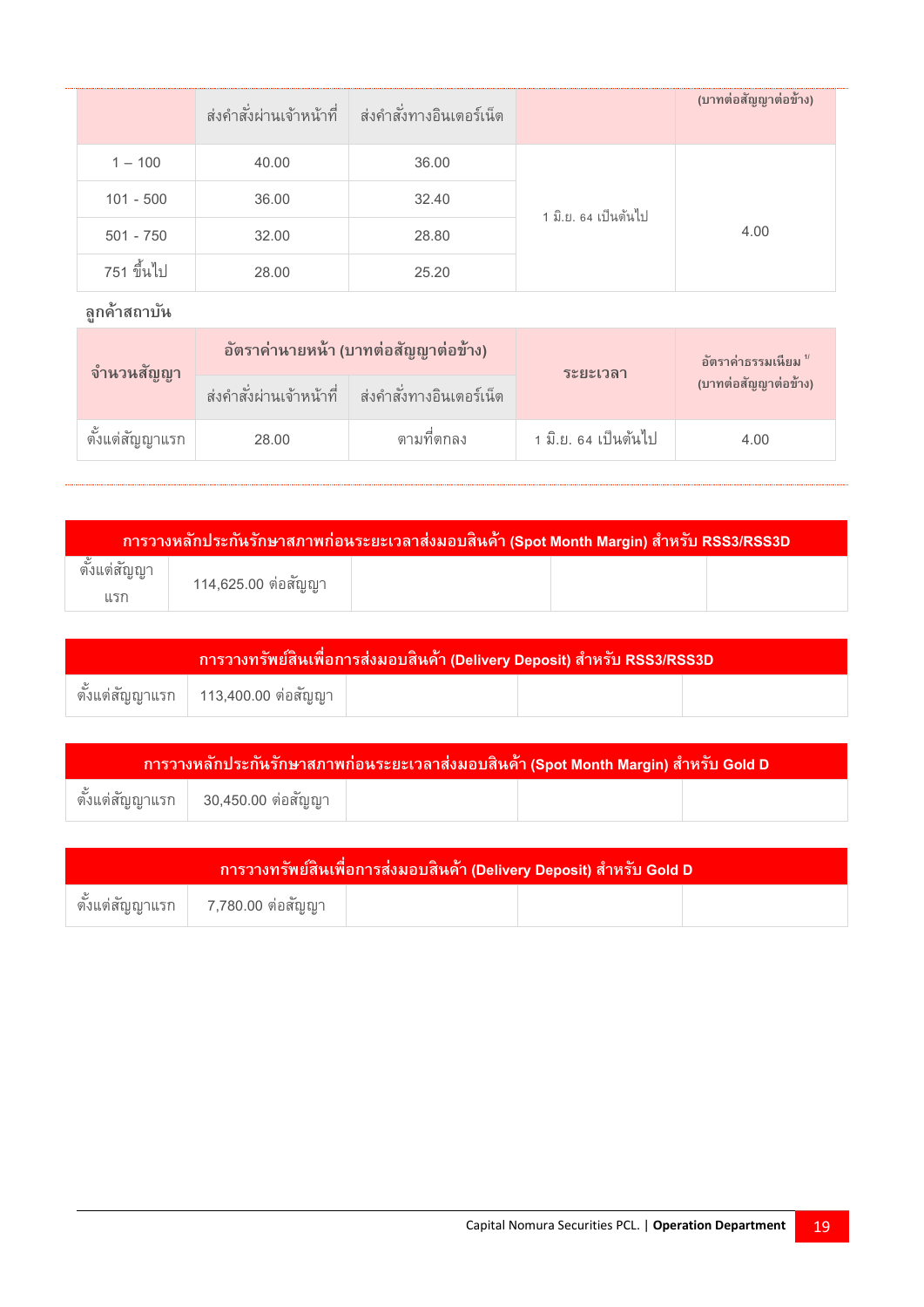| | ส่งคำสั่งผ่านเจ้าหน้าที่ | ส่งคำสั่งทางอินเตอร์เน็ต | | (บาทต่อสัญญาต่อข้าง) |
|---|---|---|---|---|
| 1 – 100 | 40.00 | 36.00 | 1 มิ.ย. 64 เป็นต้นไป | 4.00 |
| 101 - 500 | 36.00 | 32.40 | | |
| 501 - 750 | 32.00 | 28.80 | | |
| 751 ขึ้นไป | 28.00 | 25.20 | | |

**ลูกค้าสถาบัน**

| จำนวนสัญญา | อัตราค่านายหน้า (บาทต่อสัญญาต่อข้าง) | | ระยะเวลา | อัตราค่าธรรมเนียม [1/] (บาทต่อสัญญาต่อข้าง) |
|---|---|---|---|---|
| | ส่งคำสั่งผ่านเจ้าหน้าที่ | ส่งคำสั่งทางอินเตอร์เน็ต | | |
| ตั้งแต่สัญญาแรก | 28.00 | ตามที่ตกลง | 1 มิ.ย. 64 เป็นต้นไป | 4.00 |

| การวางหลักประกันรักษาสภาพก่อนระยะเวลาส่งมอบสินค้า (Spot Month Margin) สำหรับ RSS3/RSS3D | | | | |
|---|---|---|---|---|
| ตั้งแต่สัญญาแรก | 114,625.00 ต่อสัญญา | | | |

| การวางทรัพย์สินเพื่อการส่งมอบสินค้า (Delivery Deposit) สำหรับ RSS3/RSS3D | | | | |
|---|---|---|---|---|
| ตั้งแต่สัญญาแรก | 113,400.00 ต่อสัญญา | | | |

| การวางหลักประกันรักษาสภาพก่อนระยะเวลาส่งมอบสินค้า (Spot Month Margin) สำหรับ Gold D | | | | |
|---|---|---|---|---|
| ตั้งแต่สัญญาแรก | 30,450.00 ต่อสัญญา | | | |

| การวางทรัพย์สินเพื่อการส่งมอบสินค้า (Delivery Deposit) สำหรับ Gold D | | | | |
|---|---|---|---|---|
| ตั้งแต่สัญญาแรก | 7,780.00 ต่อสัญญา | | | |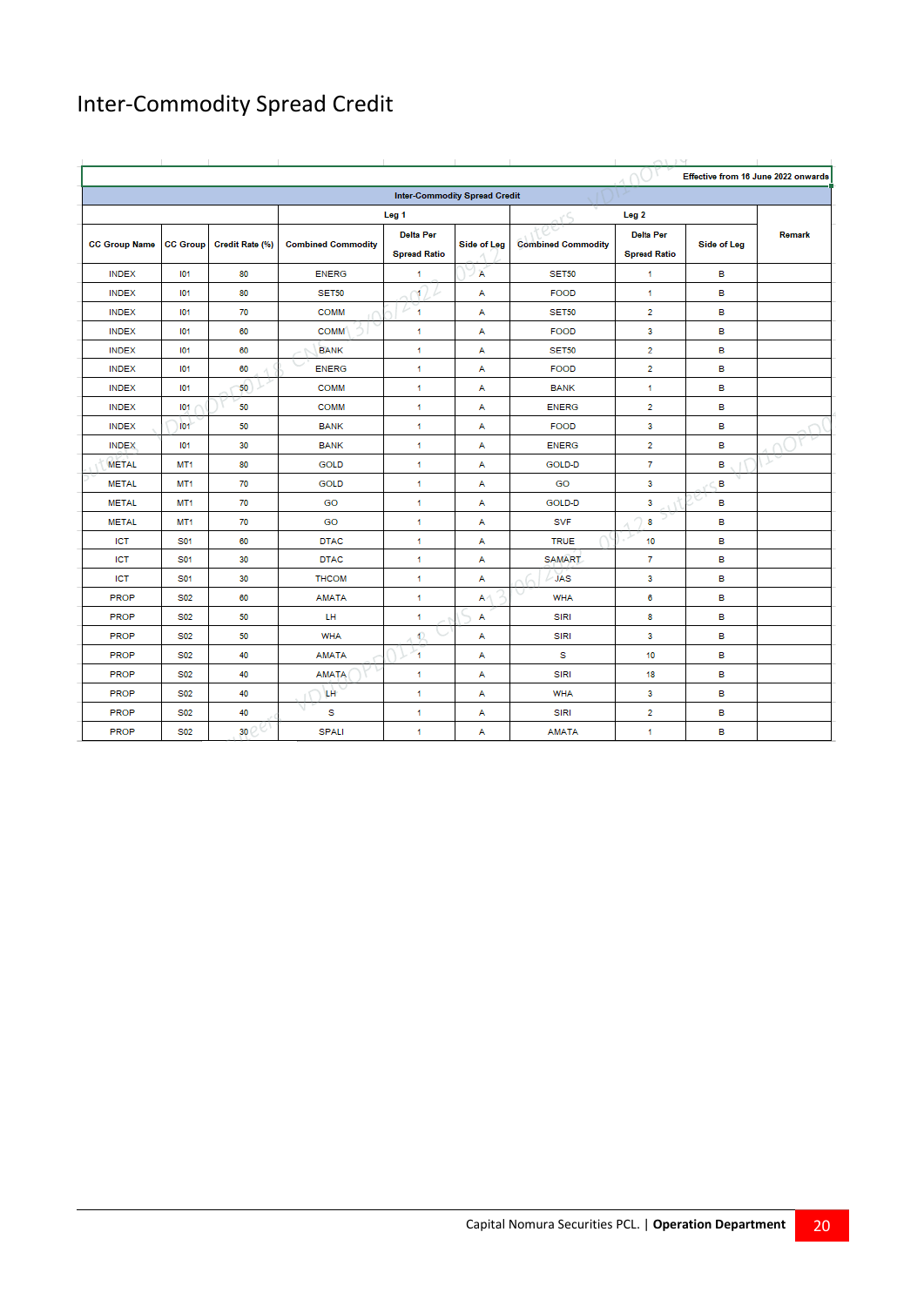# Inter-Commodity Spread Credit

| | | | | | | | | | |
|---|---|---|---|---|---|---|---|---|---|
| | | | | | | | | Effective from 16 June 2022 onwards | |
| Inter-Commodity Spread Credit | | | | | | | | | |
| | | | Leg 1 | | | Leg 2 | | | Remark |
| CC Group Name | CC Group | Credit Rate (%) | Combined Commodity | Delta Per Spread Ratio | Side of Leg | Combined Commodity | Delta Per Spread Ratio | Side of Leg | |
| INDEX | I01 | 80 | ENERG | 1 | A | SET50 | 1 | B | |
| INDEX | I01 | 80 | SET50 | 1 | A | FOOD | 1 | B | |
| INDEX | I01 | 70 | COMM | 1 | A | SET50 | 2 | B | |
| INDEX | I01 | 60 | COMM | 1 | A | FOOD | 3 | B | |
| INDEX | I01 | 60 | BANK | 1 | A | SET50 | 2 | B | |
| INDEX | I01 | 60 | ENERG | 1 | A | FOOD | 2 | B | |
| INDEX | I01 | 50 | COMM | 1 | A | BANK | 1 | B | |
| INDEX | I01 | 50 | COMM | 1 | A | ENERG | 2 | B | |
| INDEX | I01 | 50 | BANK | 1 | A | FOOD | 3 | B | |
| INDEX | I01 | 30 | BANK | 1 | A | ENERG | 2 | B | |
| METAL | MT1 | 80 | GOLD | 1 | A | GOLD-D | 7 | B | |
| METAL | MT1 | 70 | GOLD | 1 | A | GO | 3 | B | |
| METAL | MT1 | 70 | GO | 1 | A | GOLD-D | 3 | B | |
| METAL | MT1 | 70 | GO | 1 | A | SVF | 8 | B | |
| ICT | S01 | 60 | DTAC | 1 | A | TRUE | 10 | B | |
| ICT | S01 | 30 | DTAC | 1 | A | SAMART | 7 | B | |
| ICT | S01 | 30 | THCOM | 1 | A | JAS | 3 | B | |
| PROP | S02 | 60 | AMATA | 1 | A | WHA | 6 | B | |
| PROP | S02 | 50 | LH | 1 | A | SIRI | 8 | B | |
| PROP | S02 | 50 | WHA | 1 | A | SIRI | 3 | B | |
| PROP | S02 | 40 | AMATA | 1 | A | S | 10 | B | |
| PROP | S02 | 40 | AMATA | 1 | A | SIRI | 18 | B | |
| PROP | S02 | 40 | LH | 1 | A | WHA | 3 | B | |
| PROP | S02 | 40 | S | 1 | A | SIRI | 2 | B | |
| PROP | S02 | 30 | SPALI | 1 | A | AMATA | 1 | B | |

Capital Nomura Securities PCL. | **Operation Department**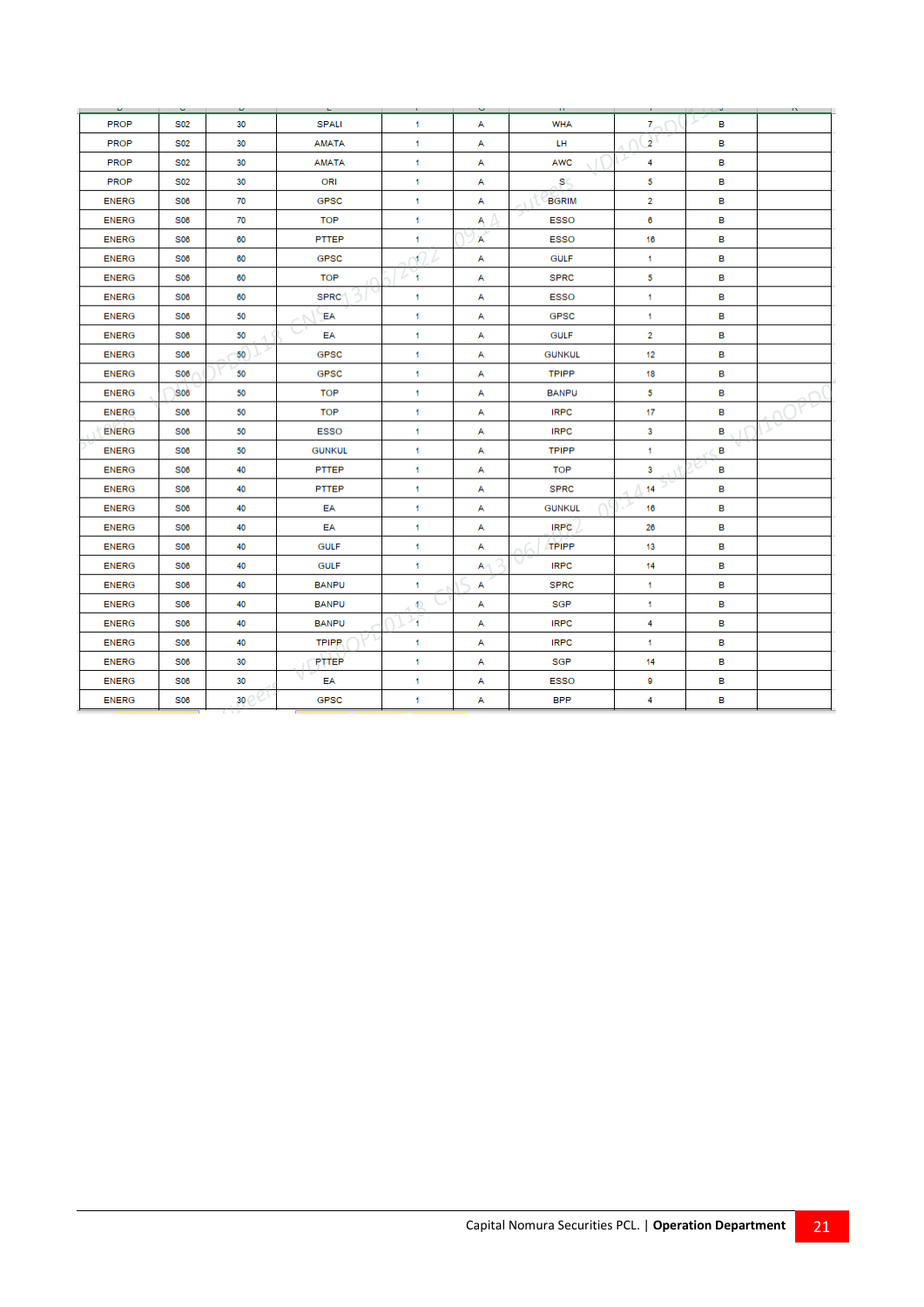| | | | | | | | | | |
|---|---|---|---|---|---|---|---|---|---|
| PROP | S02 | 30 | SPALI | 1 | A | WHA | 7 | B | |
| PROP | S02 | 30 | AMATA | 1 | A | LH | 2 | B | |
| PROP | S02 | 30 | AMATA | 1 | A | AWC | 4 | B | |
| PROP | S02 | 30 | ORI | 1 | A | S | 5 | B | |
| ENERG | S06 | 70 | GPSC | 1 | A | BGRIM | 2 | B | |
| ENERG | S06 | 70 | TOP | 1 | A | ESSO | 6 | B | |
| ENERG | S06 | 60 | PTTEP | 1 | A | ESSO | 16 | B | |
| ENERG | S06 | 60 | GPSC | 1 | A | GULF | 1 | B | |
| ENERG | S06 | 60 | TOP | 1 | A | SPRC | 5 | B | |
| ENERG | S06 | 60 | SPRC | 1 | A | ESSO | 1 | B | |
| ENERG | S06 | 50 | EA | 1 | A | GPSC | 1 | B | |
| ENERG | S06 | 50 | EA | 1 | A | GULF | 2 | B | |
| ENERG | S06 | 50 | GPSC | 1 | A | GUNKUL | 12 | B | |
| ENERG | S06 | 50 | GPSC | 1 | A | TPIPP | 18 | B | |
| ENERG | S06 | 50 | TOP | 1 | A | BANPU | 5 | B | |
| ENERG | S06 | 50 | TOP | 1 | A | IRPC | 17 | B | |
| ENERG | S06 | 50 | ESSO | 1 | A | IRPC | 3 | B | |
| ENERG | S06 | 50 | GUNKUL | 1 | A | TPIPP | 1 | B | |
| ENERG | S06 | 40 | PTTEP | 1 | A | TOP | 3 | B | |
| ENERG | S06 | 40 | PTTEP | 1 | A | SPRC | 14 | B | |
| ENERG | S06 | 40 | EA | 1 | A | GUNKUL | 16 | B | |
| ENERG | S06 | 40 | EA | 1 | A | IRPC | 26 | B | |
| ENERG | S06 | 40 | GULF | 1 | A | TPIPP | 13 | B | |
| ENERG | S06 | 40 | GULF | 1 | A | IRPC | 14 | B | |
| ENERG | S06 | 40 | BANPU | 1 | A | SPRC | 1 | B | |
| ENERG | S06 | 40 | BANPU | 1 | A | SGP | 1 | B | |
| ENERG | S06 | 40 | BANPU | 1 | A | IRPC | 4 | B | |
| ENERG | S06 | 40 | TPIPP | 1 | A | IRPC | 1 | B | |
| ENERG | S06 | 30 | PTTEP | 1 | A | SGP | 14 | B | |
| ENERG | S06 | 30 | EA | 1 | A | ESSO | 9 | B | |
| ENERG | S06 | 30 | GPSC | 1 | A | BPP | 4 | B | |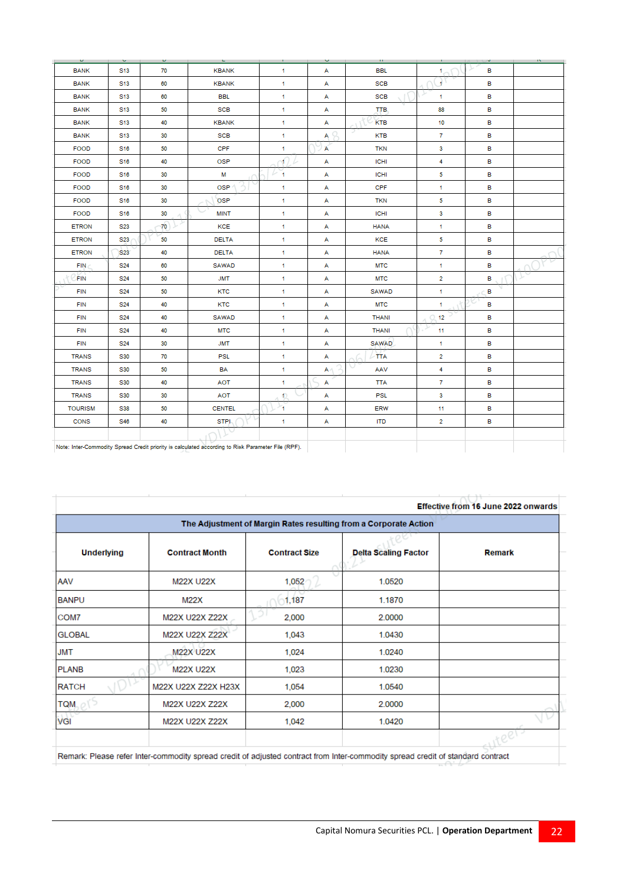| | | | | | | | | | |
|---|---|---|---|---|---|---|---|---|---|
| BANK | S13 | 70 | KBANK | 1 | A | BBL | 1 | B | |
| BANK | S13 | 60 | KBANK | 1 | A | SCB | 1 | B | |
| BANK | S13 | 60 | BBL | 1 | A | SCB | 1 | B | |
| BANK | S13 | 50 | SCB | 1 | A | TTB | 88 | B | |
| BANK | S13 | 40 | KBANK | 1 | A | KTB | 10 | B | |
| BANK | S13 | 30 | SCB | 1 | A | KTB | 7 | B | |
| FOOD | S16 | 50 | CPF | 1 | A | TKN | 3 | B | |
| FOOD | S16 | 40 | OSP | 1 | A | ICHI | 4 | B | |
| FOOD | S16 | 30 | M | 1 | A | ICHI | 5 | B | |
| FOOD | S16 | 30 | OSP | 1 | A | CPF | 1 | B | |
| FOOD | S16 | 30 | OSP | 1 | A | TKN | 5 | B | |
| FOOD | S16 | 30 | MINT | 1 | A | ICHI | 3 | B | |
| ETRON | S23 | 70 | KCE | 1 | A | HANA | 1 | B | |
| ETRON | S23 | 50 | DELTA | 1 | A | KCE | 5 | B | |
| ETRON | S23 | 40 | DELTA | 1 | A | HANA | 7 | B | |
| FIN | S24 | 60 | SAWAD | 1 | A | MTC | 1 | B | |
| FIN | S24 | 50 | JMT | 1 | A | MTC | 2 | B | |
| FIN | S24 | 50 | KTC | 1 | A | SAWAD | 1 | B | |
| FIN | S24 | 40 | KTC | 1 | A | MTC | 1 | B | |
| FIN | S24 | 40 | SAWAD | 1 | A | THANI | 12 | B | |
| FIN | S24 | 40 | MTC | 1 | A | THANI | 11 | B | |
| FIN | S24 | 30 | JMT | 1 | A | SAWAD | 1 | B | |
| TRANS | S30 | 70 | PSL | 1 | A | TTA | 2 | B | |
| TRANS | S30 | 50 | BA | 1 | A | AAV | 4 | B | |
| TRANS | S30 | 40 | AOT | 1 | A | TTA | 7 | B | |
| TRANS | S30 | 30 | AOT | 1 | A | PSL | 3 | B | |
| TOURISM | S38 | 50 | CENTEL | 1 | A | ERW | 11 | B | |
| CONS | S46 | 40 | STPI | 1 | A | ITD | 2 | B | |

Note: Inter-Commodity Spread Credit priority is calculated according to Risk Parameter File (RPF).

**Effective from 16 June 2022 onwards**

**The Adjustment of Margin Rates resulting from a Corporate Action**

| Underlying | Contract Month | Contract Size | Delta Scaling Factor | Remark |
|---|---|---|---|---|
| AAV | M22X U22X | 1,052 | 1.0520 | |
| BANPU | M22X | 1,187 | 1.1870 | |
| COM7 | M22X U22X Z22X | 2,000 | 2.0000 | |
| GLOBAL | M22X U22X Z22X | 1,043 | 1.0430 | |
| JMT | M22X U22X | 1,024 | 1.0240 | |
| PLANB | M22X U22X | 1,023 | 1.0230 | |
| RATCH | M22X U22X Z22X H23X | 1,054 | 1.0540 | |
| TQM | M22X U22X Z22X | 2,000 | 2.0000 | |
| VGI | M22X U22X Z22X | 1,042 | 1.0420 | |

Remark: Please refer Inter-commodity spread credit of adjusted contract from Inter-commodity spread credit of standard contract